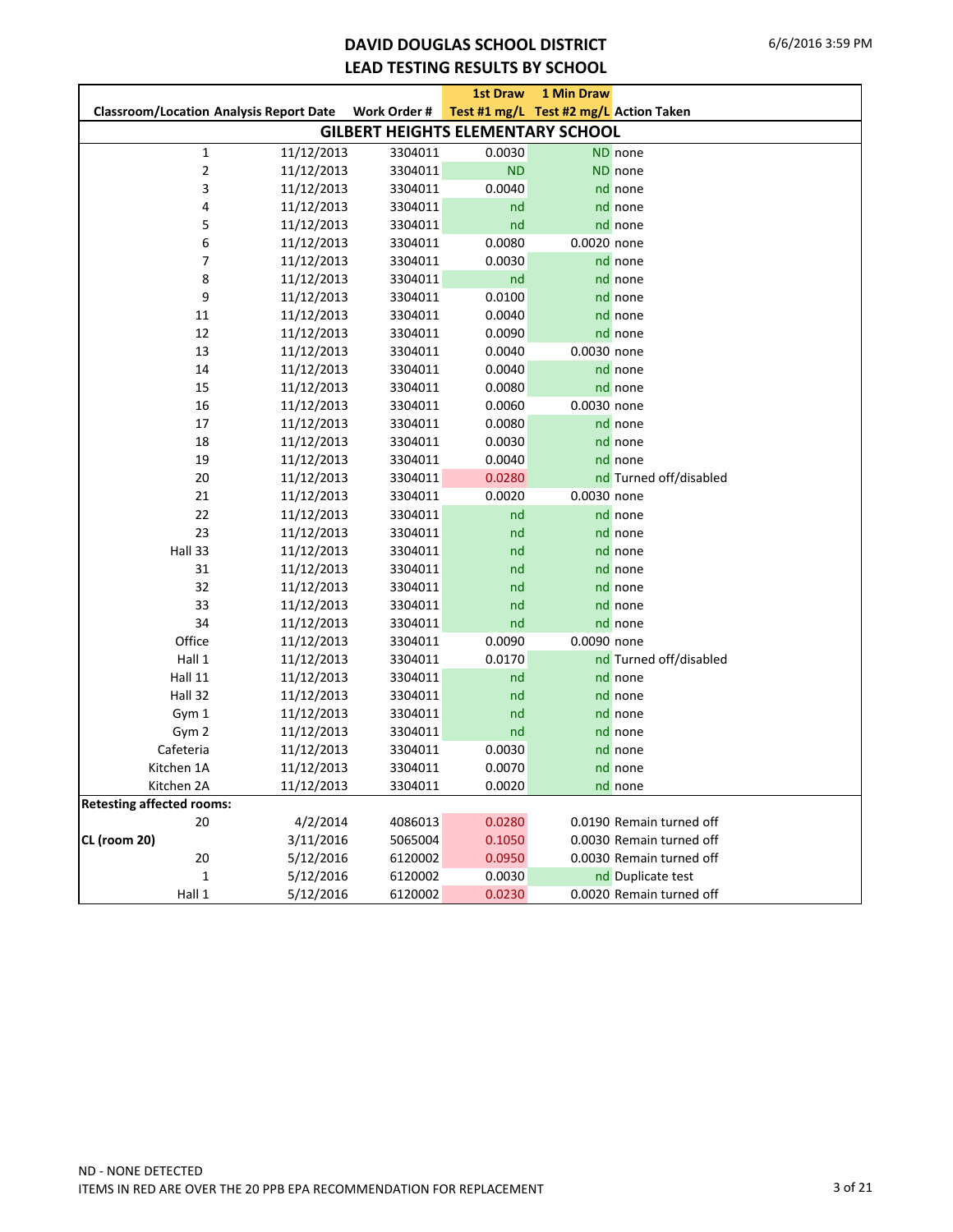# DAVID DOUGLAS SCHOOL DISTRICT
## LEAD TESTING RESULTS BY SCHOOL

| Classroom/Location | Analysis Report Date | Work Order # | 1st Draw Test #1 mg/L | 1 Min Draw Test #2 mg/L | Action Taken |
|---|---|---|---|---|---|
| **GILBERT HEIGHTS ELEMENTARY SCHOOL** | | | | | |
| 1 | 11/12/2013 | 3304011 | 0.0030 | ND | none |
| 2 | 11/12/2013 | 3304011 | ND | ND | none |
| 3 | 11/12/2013 | 3304011 | 0.0040 | nd | none |
| 4 | 11/12/2013 | 3304011 | nd | nd | none |
| 5 | 11/12/2013 | 3304011 | nd | nd | none |
| 6 | 11/12/2013 | 3304011 | 0.0080 | 0.0020 | none |
| 7 | 11/12/2013 | 3304011 | 0.0030 | nd | none |
| 8 | 11/12/2013 | 3304011 | nd | nd | none |
| 9 | 11/12/2013 | 3304011 | 0.0100 | nd | none |
| 11 | 11/12/2013 | 3304011 | 0.0040 | nd | none |
| 12 | 11/12/2013 | 3304011 | 0.0090 | nd | none |
| 13 | 11/12/2013 | 3304011 | 0.0040 | 0.0030 | none |
| 14 | 11/12/2013 | 3304011 | 0.0040 | nd | none |
| 15 | 11/12/2013 | 3304011 | 0.0080 | nd | none |
| 16 | 11/12/2013 | 3304011 | 0.0060 | 0.0030 | none |
| 17 | 11/12/2013 | 3304011 | 0.0080 | nd | none |
| 18 | 11/12/2013 | 3304011 | 0.0030 | nd | none |
| 19 | 11/12/2013 | 3304011 | 0.0040 | nd | none |
| 20 | 11/12/2013 | 3304011 | 0.0280 | nd | Turned off/disabled |
| 21 | 11/12/2013 | 3304011 | 0.0020 | 0.0030 | none |
| 22 | 11/12/2013 | 3304011 | nd | nd | none |
| 23 | 11/12/2013 | 3304011 | nd | nd | none |
| Hall 33 | 11/12/2013 | 3304011 | nd | nd | none |
| 31 | 11/12/2013 | 3304011 | nd | nd | none |
| 32 | 11/12/2013 | 3304011 | nd | nd | none |
| 33 | 11/12/2013 | 3304011 | nd | nd | none |
| 34 | 11/12/2013 | 3304011 | nd | nd | none |
| Office | 11/12/2013 | 3304011 | 0.0090 | 0.0090 | none |
| Hall 1 | 11/12/2013 | 3304011 | 0.0170 | nd | Turned off/disabled |
| Hall 11 | 11/12/2013 | 3304011 | nd | nd | none |
| Hall 32 | 11/12/2013 | 3304011 | nd | nd | none |
| Gym 1 | 11/12/2013 | 3304011 | nd | nd | none |
| Gym 2 | 11/12/2013 | 3304011 | nd | nd | none |
| Cafeteria | 11/12/2013 | 3304011 | 0.0030 | nd | none |
| Kitchen 1A | 11/12/2013 | 3304011 | 0.0070 | nd | none |
| Kitchen 2A | 11/12/2013 | 3304011 | 0.0020 | nd | none |
| **Retesting affected rooms:** | | | | | |
| 20 | 4/2/2014 | 4086013 | 0.0280 | 0.0190 | Remain turned off |
| **CL (room 20)** | 3/11/2016 | 5065004 | 0.1050 | 0.0030 | Remain turned off |
| 20 | 5/12/2016 | 6120002 | 0.0950 | 0.0030 | Remain turned off |
| 1 | 5/12/2016 | 6120002 | 0.0030 | nd | Duplicate test |
| Hall 1 | 5/12/2016 | 6120002 | 0.0230 | 0.0020 | Remain turned off |

ND - NONE DETECTED

ITEMS IN RED ARE OVER THE 20 PPB EPA RECOMMENDATION FOR REPLACEMENT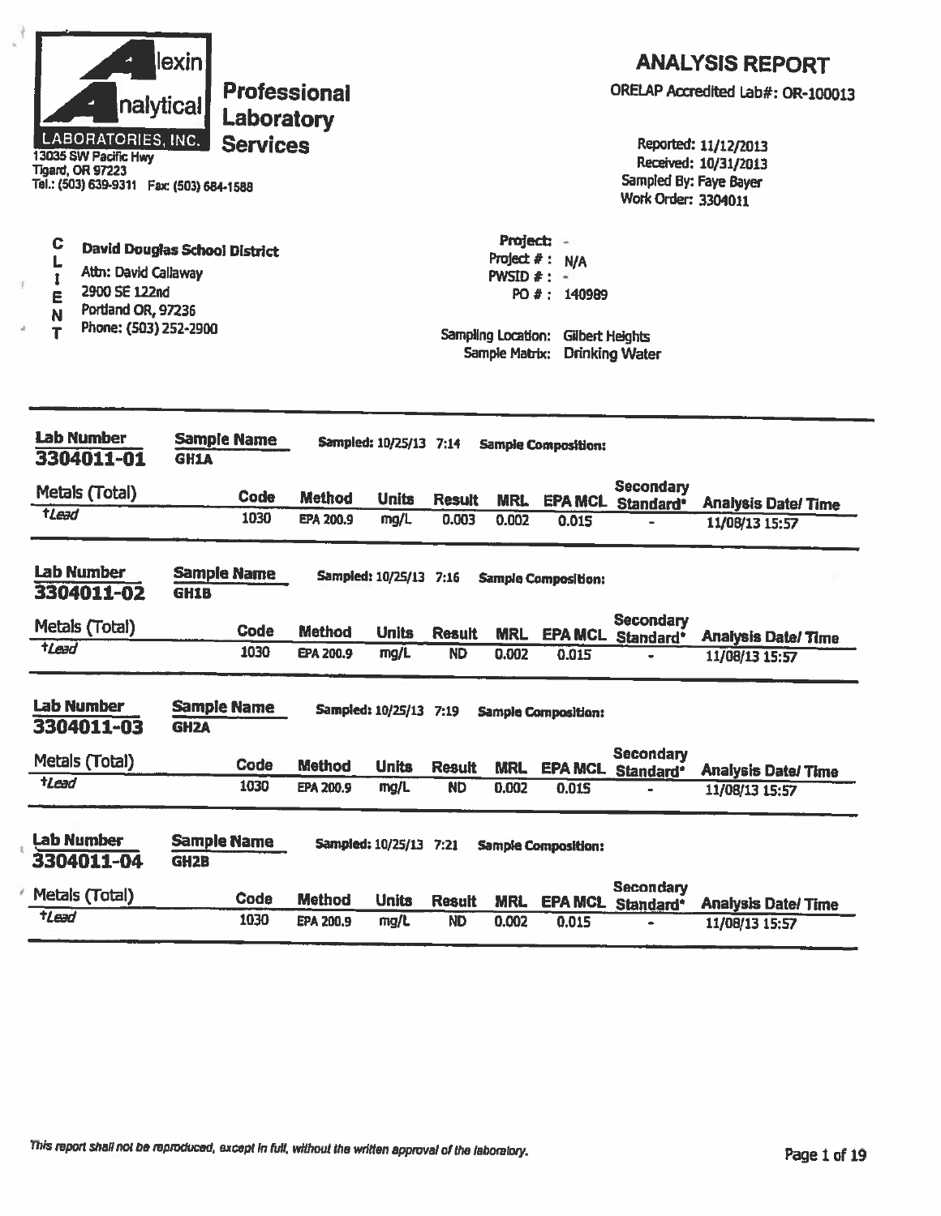# ANALYSIS REPORT

**Alexin Analytical Laboratories, Inc.**
**Professional Laboratory Services**

13035 SW Pacific Hwy
Tigard, OR 97223
Tel.: (503) 639-9311 Fax: (503) 684-1588

ORELAP Accredited Lab#: OR-100013

Reported: 11/12/2013
Received: 10/31/2013
Sampled By: Faye Bayer
Work Order: 3304011

**CLIENT**

**David Douglas School District**
Attn: David Callaway
2900 SE 122nd
Portland OR, 97236
Phone: (503) 252-2900

Project: -
Project # : N/A
PWSID # : -
PO # : 140989

Sampling Location: Gilbert Heights
Sample Matrix: Drinking Water

---

**Lab Number:** 3304011-01 **Sample Name:** GH1A **Sampled:** 10/25/13 7:14 **Sample Composition:**

| Metals (Total) | Code | Method | Units | Result | MRL | EPA MCL | Secondary Standard* | Analysis Date/ Time |
|---|---|---|---|---|---|---|---|---|
| †*Lead* | 1030 | EPA 200.9 | mg/L | 0.003 | 0.002 | 0.015 | - | 11/08/13 15:57 |

**Lab Number:** 3304011-02 **Sample Name:** GH1B **Sampled:** 10/25/13 7:16 **Sample Composition:**

| Metals (Total) | Code | Method | Units | Result | MRL | EPA MCL | Secondary Standard* | Analysis Date/ Time |
|---|---|---|---|---|---|---|---|---|
| †*Lead* | 1030 | EPA 200.9 | mg/L | ND | 0.002 | 0.015 | - | 11/08/13 15:57 |

**Lab Number:** 3304011-03 **Sample Name:** GH2A **Sampled:** 10/25/13 7:19 **Sample Composition:**

| Metals (Total) | Code | Method | Units | Result | MRL | EPA MCL | Secondary Standard* | Analysis Date/ Time |
|---|---|---|---|---|---|---|---|---|
| †*Lead* | 1030 | EPA 200.9 | mg/L | ND | 0.002 | 0.015 | - | 11/08/13 15:57 |

**Lab Number:** 3304011-04 **Sample Name:** GH2B **Sampled:** 10/25/13 7:21 **Sample Composition:**

| Metals (Total) | Code | Method | Units | Result | MRL | EPA MCL | Secondary Standard* | Analysis Date/ Time |
|---|---|---|---|---|---|---|---|---|
| †*Lead* | 1030 | EPA 200.9 | mg/L | ND | 0.002 | 0.015 | - | 11/08/13 15:57 |

*This report shall not be reproduced, except in full, without the written approval of the laboratory.*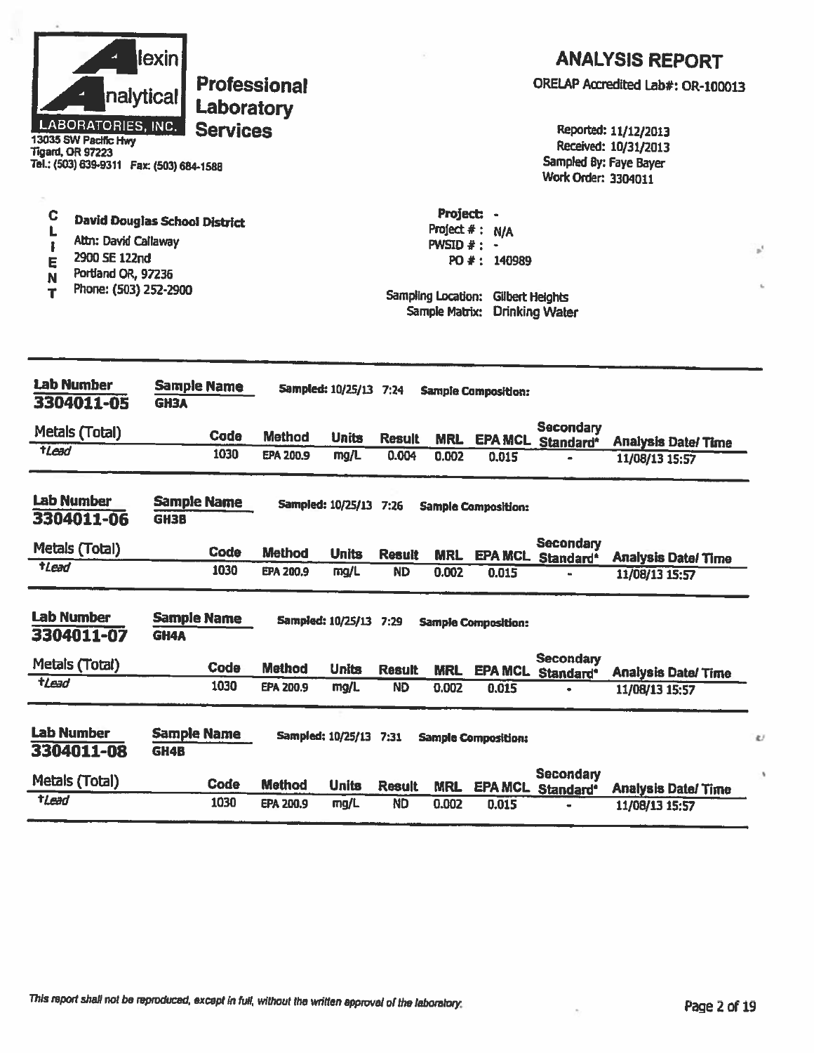**Alexin Analytical Laboratories, Inc.**
**Professional Laboratory Services**
13035 SW Pacific Hwy
Tigard, OR 97223
Tel.: (503) 639-9311 Fax: (503) 684-1588

## ANALYSIS REPORT

ORELAP Accredited Lab#: OR-100013

Reported: 11/12/2013
Received: 10/31/2013
Sampled By: Faye Bayer
Work Order: 3304011

**CLIENT**
David Douglas School District
Attn: David Callaway
2900 SE 122nd
Portland OR, 97236
Phone: (503) 252-2900

Project: -
Project # : N/A
PWSID # : -
PO # : 140989

Sampling Location: Gilbert Heights
Sample Matrix: Drinking Water

---

**Lab Number** 3304011-05 **Sample Name** GH3A **Sampled:** 10/25/13 7:24 **Sample Composition:**

| Metals (Total) | Code | Method | Units | Result | MRL | EPA MCL | Secondary Standard* | Analysis Date/ Time |
|---|---|---|---|---|---|---|---|---|
| †Lead | 1030 | EPA 200.9 | mg/L | 0.004 | 0.002 | 0.015 | - | 11/08/13 15:57 |

**Lab Number** 3304011-06 **Sample Name** GH3B **Sampled:** 10/25/13 7:26 **Sample Composition:**

| Metals (Total) | Code | Method | Units | Result | MRL | EPA MCL | Secondary Standard* | Analysis Date/ Time |
|---|---|---|---|---|---|---|---|---|
| †Lead | 1030 | EPA 200.9 | mg/L | ND | 0.002 | 0.015 | - | 11/08/13 15:57 |

**Lab Number** 3304011-07 **Sample Name** GH4A **Sampled:** 10/25/13 7:29 **Sample Composition:**

| Metals (Total) | Code | Method | Units | Result | MRL | EPA MCL | Secondary Standard* | Analysis Date/ Time |
|---|---|---|---|---|---|---|---|---|
| †Lead | 1030 | EPA 200.9 | mg/L | ND | 0.002 | 0.015 | - | 11/08/13 15:57 |

**Lab Number** 3304011-08 **Sample Name** GH4B **Sampled:** 10/25/13 7:31 **Sample Composition:**

| Metals (Total) | Code | Method | Units | Result | MRL | EPA MCL | Secondary Standard* | Analysis Date/ Time |
|---|---|---|---|---|---|---|---|---|
| †Lead | 1030 | EPA 200.9 | mg/L | ND | 0.002 | 0.015 | - | 11/08/13 15:57 |

*This report shall not be reproduced, except in full, without the written approval of the laboratory.*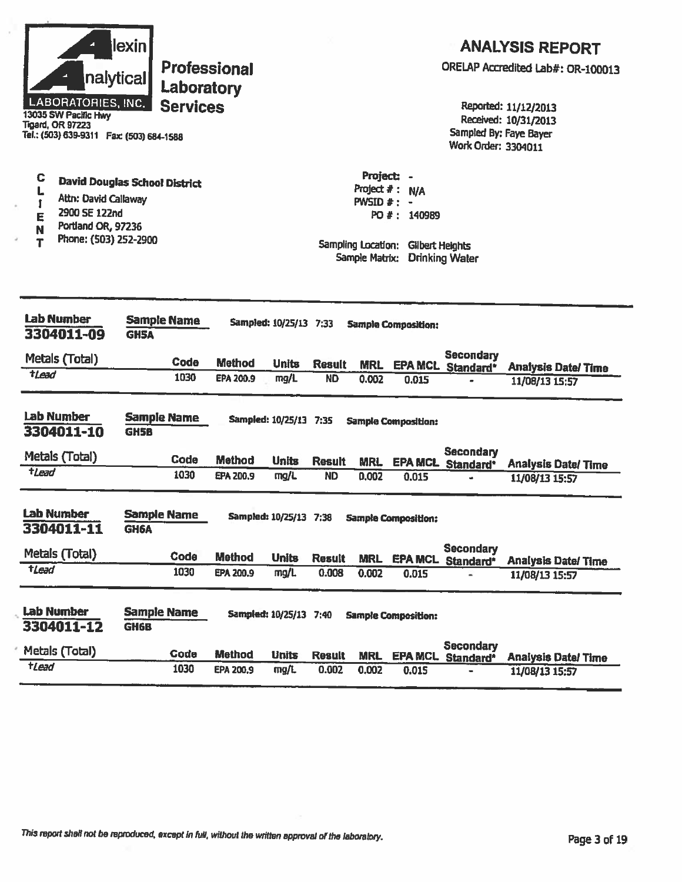**Alexin Analytical Laboratories, Inc.**

**Professional Laboratory Services**

13035 SW Pacific Hwy
Tigard, OR 97223
Tel.: (503) 639-9311 Fax: (503) 684-1588

# ANALYSIS REPORT

ORELAP Accredited Lab#: OR-100013

Reported: 11/12/2013
Received: 10/31/2013
Sampled By: Faye Bayer
Work Order: 3304011

**CLIENT**

**David Douglas School District**
Attn: David Callaway
2900 SE 122nd
Portland OR, 97236
Phone: (503) 252-2900

Project: -
Project # : N/A
PWSID # : -
PO # : 140989

Sampling Location: Gilbert Heights
Sample Matrix: Drinking Water

---

**Lab Number:** 3304011-09 **Sample Name:** GH5A **Sampled:** 10/25/13 7:33 **Sample Composition:**

| Metals (Total) | Code | Method | Units | Result | MRL | EPA MCL | Secondary Standard* | Analysis Date/ Time |
|---|---|---|---|---|---|---|---|---|
| †*Lead* | 1030 | EPA 200.9 | mg/L | ND | 0.002 | 0.015 | - | 11/08/13 15:57 |

**Lab Number:** 3304011-10 **Sample Name:** GH5B **Sampled:** 10/25/13 7:35 **Sample Composition:**

| Metals (Total) | Code | Method | Units | Result | MRL | EPA MCL | Secondary Standard* | Analysis Date/ Time |
|---|---|---|---|---|---|---|---|---|
| †*Lead* | 1030 | EPA 200.9 | mg/L | ND | 0.002 | 0.015 | - | 11/08/13 15:57 |

**Lab Number:** 3304011-11 **Sample Name:** GH6A **Sampled:** 10/25/13 7:38 **Sample Composition:**

| Metals (Total) | Code | Method | Units | Result | MRL | EPA MCL | Secondary Standard* | Analysis Date/ Time |
|---|---|---|---|---|---|---|---|---|
| †*Lead* | 1030 | EPA 200.9 | mg/L | 0.008 | 0.002 | 0.015 | - | 11/08/13 15:57 |

**Lab Number:** 3304011-12 **Sample Name:** GH6B **Sampled:** 10/25/13 7:40 **Sample Composition:**

| Metals (Total) | Code | Method | Units | Result | MRL | EPA MCL | Secondary Standard* | Analysis Date/ Time |
|---|---|---|---|---|---|---|---|---|
| †*Lead* | 1030 | EPA 200.9 | mg/L | 0.002 | 0.002 | 0.015 | - | 11/08/13 15:57 |

*This report shall not be reproduced, except in full, without the written approval of the laboratory.*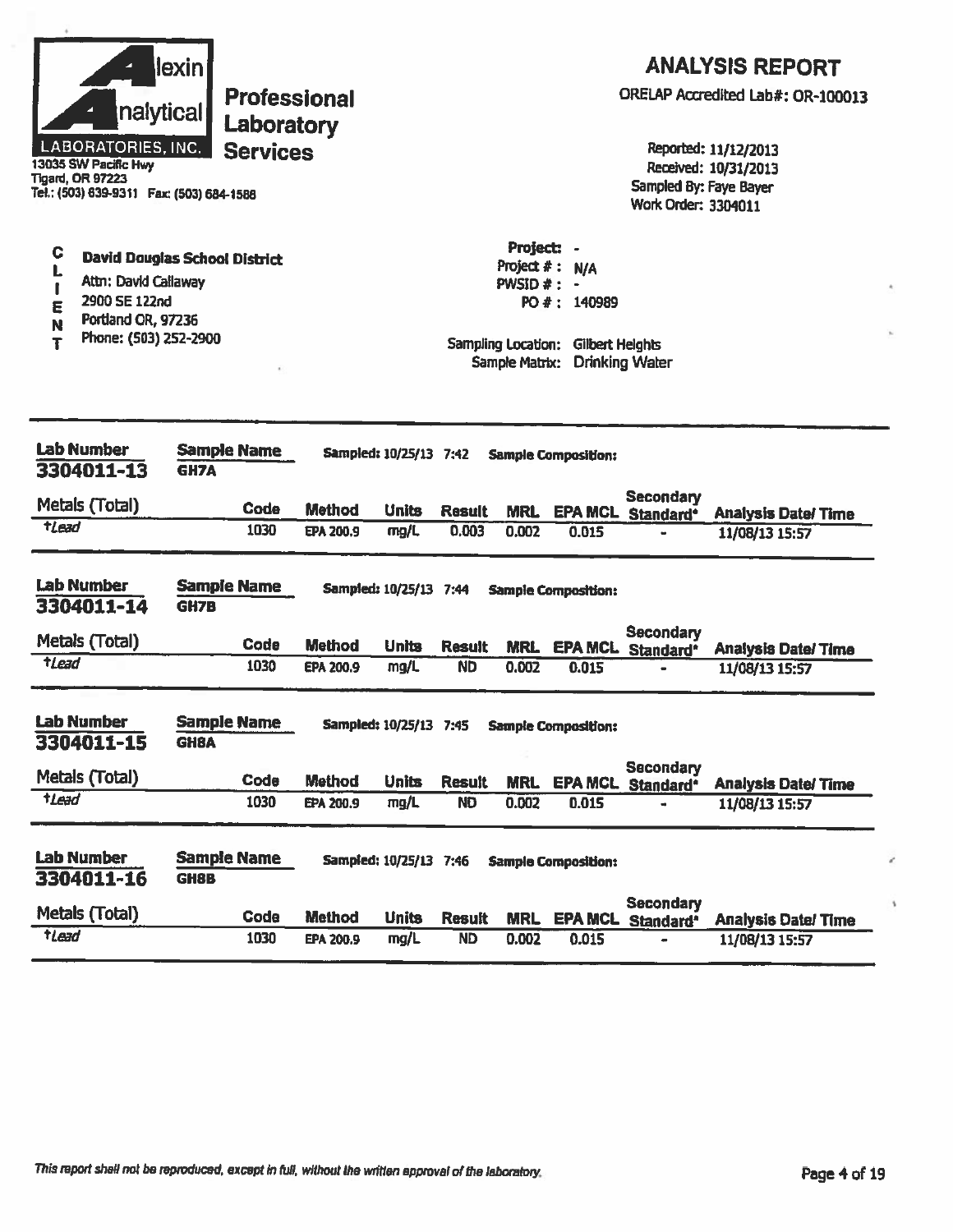Alexin Analytical Laboratories, Inc.
13035 SW Pacific Hwy
Tigard, OR 97223
Tel.: (503) 639-9311 Fax: (503) 684-1588

**Professional Laboratory Services**

# ANALYSIS REPORT

ORELAP Accredited Lab#: OR-100013

Reported: 11/12/2013
Received: 10/31/2013
Sampled By: Faye Bayer
Work Order: 3304011

**CLIENT**

**David Douglas School District**
Attn: David Callaway
2900 SE 122nd
Portland OR, 97236
Phone: (503) 252-2900

Project: -
Project # : N/A
PWSID # : -
PO # : 140989

Sampling Location: Gilbert Heights
Sample Matrix: Drinking Water

---

**Lab Number** 3304011-13 **Sample Name** GH7A **Sampled:** 10/25/13 7:42 **Sample Composition:**

| Metals (Total) | Code | Method | Units | Result | MRL | EPA MCL | Secondary Standard* | Analysis Date/ Time |
|---|---|---|---|---|---|---|---|---|
| †Lead | 1030 | EPA 200.9 | mg/L | 0.003 | 0.002 | 0.015 | - | 11/08/13 15:57 |

**Lab Number** 3304011-14 **Sample Name** GH7B **Sampled:** 10/25/13 7:44 **Sample Composition:**

| Metals (Total) | Code | Method | Units | Result | MRL | EPA MCL | Secondary Standard* | Analysis Date/ Time |
|---|---|---|---|---|---|---|---|---|
| †Lead | 1030 | EPA 200.9 | mg/L | ND | 0.002 | 0.015 | - | 11/08/13 15:57 |

**Lab Number** 3304011-15 **Sample Name** GH8A **Sampled:** 10/25/13 7:45 **Sample Composition:**

| Metals (Total) | Code | Method | Units | Result | MRL | EPA MCL | Secondary Standard* | Analysis Date/ Time |
|---|---|---|---|---|---|---|---|---|
| †Lead | 1030 | EPA 200.9 | mg/L | ND | 0.002 | 0.015 | - | 11/08/13 15:57 |

**Lab Number** 3304011-16 **Sample Name** GH8B **Sampled:** 10/25/13 7:46 **Sample Composition:**

| Metals (Total) | Code | Method | Units | Result | MRL | EPA MCL | Secondary Standard* | Analysis Date/ Time |
|---|---|---|---|---|---|---|---|---|
| †Lead | 1030 | EPA 200.9 | mg/L | ND | 0.002 | 0.015 | - | 11/08/13 15:57 |

*This report shall not be reproduced, except in full, without the written approval of the laboratory.*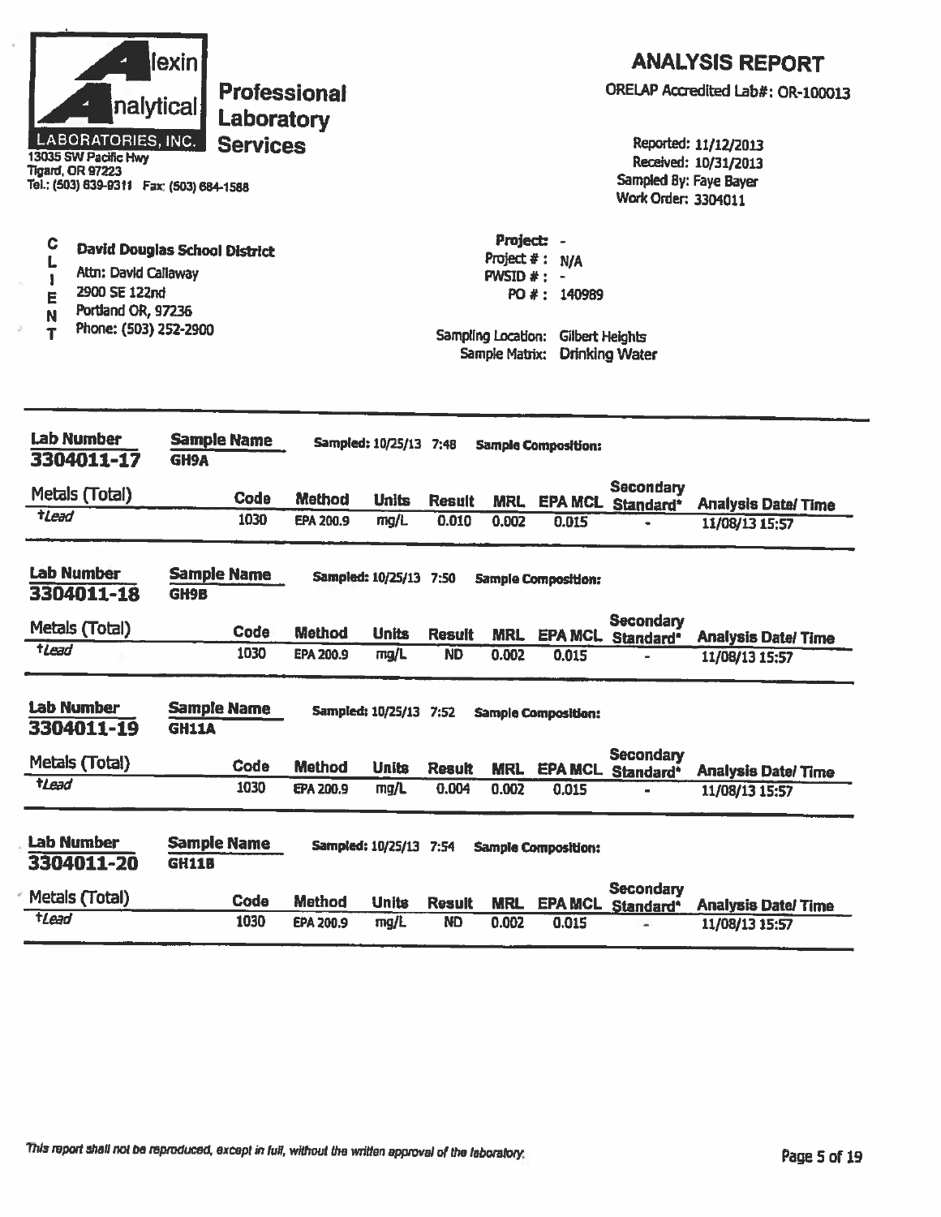**Alexin Analytical LABORATORIES, INC.**
13035 SW Pacific Hwy
Tigard, OR 97223
Tel.: (503) 639-9311 Fax: (503) 684-1588

**Professional Laboratory Services**

## ANALYSIS REPORT

ORELAP Accredited Lab#: OR-100013

Reported: 11/12/2013
Received: 10/31/2013
Sampled By: Faye Bayer
Work Order: 3304011

**CLIENT**
**David Douglas School District**
Attn: David Callaway
2900 SE 122nd
Portland OR, 97236
Phone: (503) 252-2900

Project: -
Project #: N/A
PWSID #: -
PO #: 140989

Sampling Location: Gilbert Heights
Sample Matrix: Drinking Water

---

**Lab Number:** 3304011-17 **Sample Name:** GH9A **Sampled:** 10/25/13 7:48 **Sample Composition:**

| Metals (Total) | Code | Method | Units | Result | MRL | EPA MCL | Secondary Standard* | Analysis Date/ Time |
|---|---|---|---|---|---|---|---|---|
| †Lead | 1030 | EPA 200.9 | mg/L | 0.010 | 0.002 | 0.015 | - | 11/08/13 15:57 |

**Lab Number:** 3304011-18 **Sample Name:** GH9B **Sampled:** 10/25/13 7:50 **Sample Composition:**

| Metals (Total) | Code | Method | Units | Result | MRL | EPA MCL | Secondary Standard* | Analysis Date/ Time |
|---|---|---|---|---|---|---|---|---|
| †Lead | 1030 | EPA 200.9 | mg/L | ND | 0.002 | 0.015 | - | 11/08/13 15:57 |

**Lab Number:** 3304011-19 **Sample Name:** GH11A **Sampled:** 10/25/13 7:52 **Sample Composition:**

| Metals (Total) | Code | Method | Units | Result | MRL | EPA MCL | Secondary Standard* | Analysis Date/ Time |
|---|---|---|---|---|---|---|---|---|
| †Lead | 1030 | EPA 200.9 | mg/L | 0.004 | 0.002 | 0.015 | - | 11/08/13 15:57 |

**Lab Number:** 3304011-20 **Sample Name:** GH11B **Sampled:** 10/25/13 7:54 **Sample Composition:**

| Metals (Total) | Code | Method | Units | Result | MRL | EPA MCL | Secondary Standard* | Analysis Date/ Time |
|---|---|---|---|---|---|---|---|---|
| †Lead | 1030 | EPA 200.9 | mg/L | ND | 0.002 | 0.015 | - | 11/08/13 15:57 |

*This report shall not be reproduced, except in full, without the written approval of the laboratory.*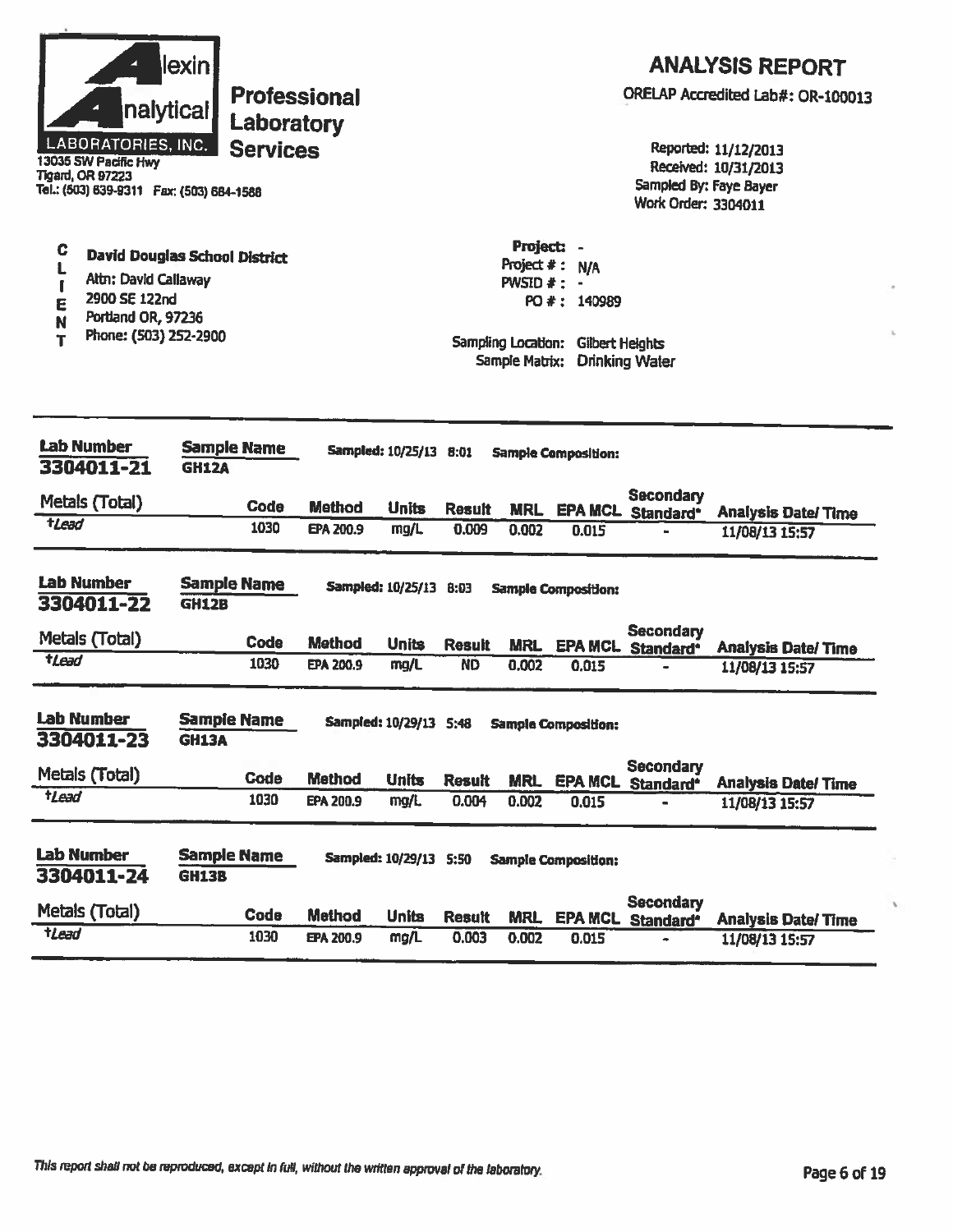**Alexin Analytical Laboratories, Inc.**
13035 SW Pacific Hwy
Tigard, OR 97223
Tel.: (503) 639-9311 Fax: (503) 684-1588

**Professional Laboratory Services**

# ANALYSIS REPORT

ORELAP Accredited Lab#: OR-100013

Reported: 11/12/2013
Received: 10/31/2013
Sampled By: Faye Bayer
Work Order: 3304011

**CLIENT**

**David Douglas School District**
Attn: David Callaway
2900 SE 122nd
Portland OR, 97236
Phone: (503) 252-2900

Project: -
Project # : N/A
PWSID # : -
PO # : 140989

Sampling Location: Gilbert Heights
Sample Matrix: Drinking Water

---

**Lab Number** 3304011-21 | **Sample Name** GH12A | Sampled: 10/25/13 8:01 | Sample Composition:

| Metals (Total) | Code | Method | Units | Result | MRL | EPA MCL | Secondary Standard* | Analysis Date/ Time |
|---|---|---|---|---|---|---|---|---|
| †Lead | 1030 | EPA 200.9 | mg/L | 0.009 | 0.002 | 0.015 | - | 11/08/13 15:57 |

**Lab Number** 3304011-22 | **Sample Name** GH12B | Sampled: 10/25/13 8:03 | Sample Composition:

| Metals (Total) | Code | Method | Units | Result | MRL | EPA MCL | Secondary Standard* | Analysis Date/ Time |
|---|---|---|---|---|---|---|---|---|
| †Lead | 1030 | EPA 200.9 | mg/L | ND | 0.002 | 0.015 | - | 11/08/13 15:57 |

**Lab Number** 3304011-23 | **Sample Name** GH13A | Sampled: 10/29/13 5:48 | Sample Composition:

| Metals (Total) | Code | Method | Units | Result | MRL | EPA MCL | Secondary Standard* | Analysis Date/ Time |
|---|---|---|---|---|---|---|---|---|
| †Lead | 1030 | EPA 200.9 | mg/L | 0.004 | 0.002 | 0.015 | - | 11/08/13 15:57 |

**Lab Number** 3304011-24 | **Sample Name** GH13B | Sampled: 10/29/13 5:50 | Sample Composition:

| Metals (Total) | Code | Method | Units | Result | MRL | EPA MCL | Secondary Standard* | Analysis Date/ Time |
|---|---|---|---|---|---|---|---|---|
| †Lead | 1030 | EPA 200.9 | mg/L | 0.003 | 0.002 | 0.015 | - | 11/08/13 15:57 |

*This report shall not be reproduced, except in full, without the written approval of the laboratory.*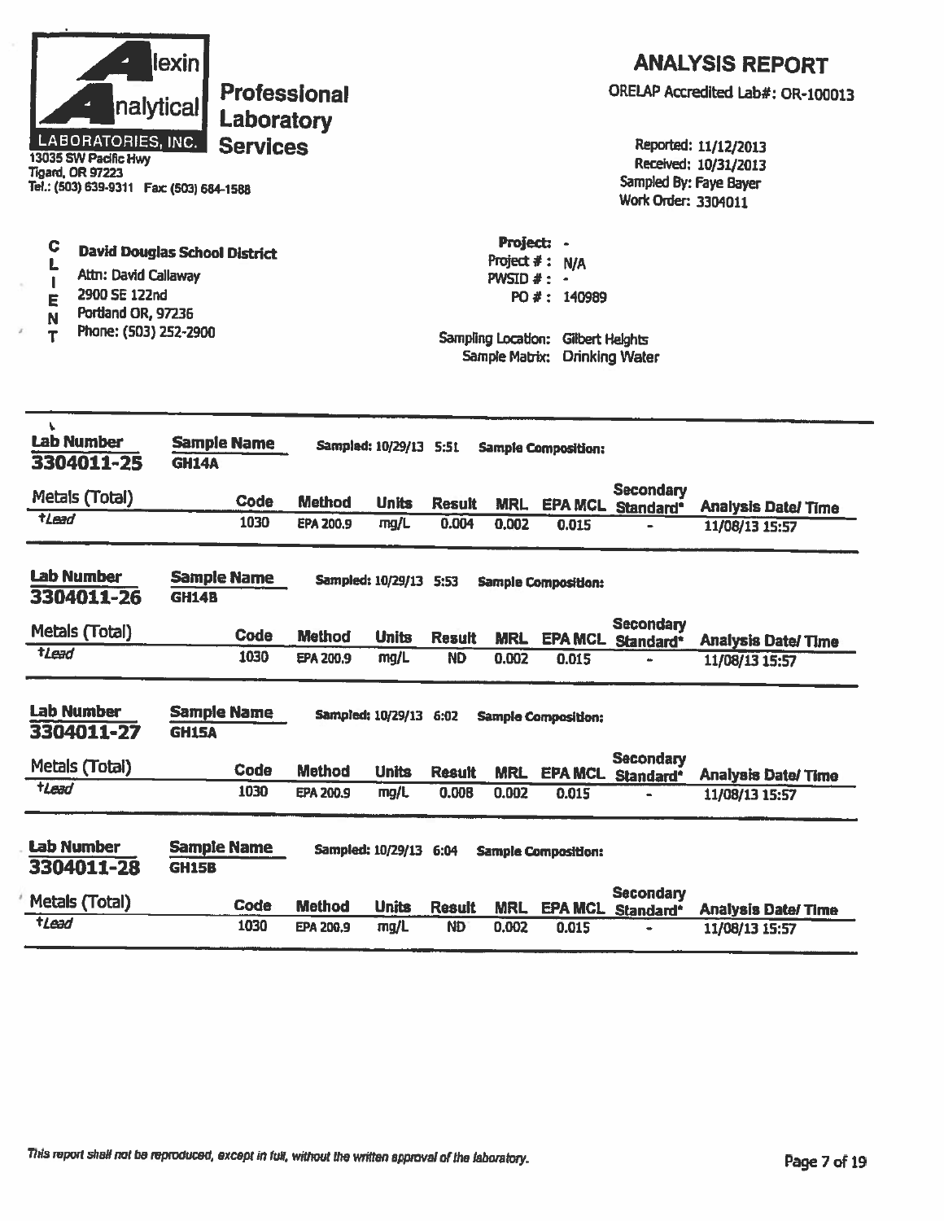# Alexin Analytical Laboratories, Inc.

**Professional Laboratory Services**

13035 SW Pacific Hwy
Tigard, OR 97223
Tel.: (503) 639-9311 Fax: (503) 684-1588

## ANALYSIS REPORT

ORELAP Accredited Lab#: OR-100013

Reported: 11/12/2013
Received: 10/31/2013
Sampled By: Faye Bayer
Work Order: 3304011

**CLIENT**

**David Douglas School District**
Attn: David Callaway
2900 SE 122nd
Portland OR, 97236
Phone: (503) 252-2900

Project: -
Project #: N/A
PWSID #: -
PO #: 140989

Sampling Location: Gilbert Heights
Sample Matrix: Drinking Water

---

**Lab Number:** 3304011-25 **Sample Name:** GH14A **Sampled:** 10/29/13 5:51 **Sample Composition:**

| Metals (Total) | Code | Method | Units | Result | MRL | EPA MCL | Secondary Standard* | Analysis Date/ Time |
|---|---|---|---|---|---|---|---|---|
| †Lead | 1030 | EPA 200.9 | mg/L | 0.004 | 0.002 | 0.015 | - | 11/08/13 15:57 |

**Lab Number:** 3304011-26 **Sample Name:** GH14B **Sampled:** 10/29/13 5:53 **Sample Composition:**

| Metals (Total) | Code | Method | Units | Result | MRL | EPA MCL | Secondary Standard* | Analysis Date/ Time |
|---|---|---|---|---|---|---|---|---|
| †Lead | 1030 | EPA 200.9 | mg/L | ND | 0.002 | 0.015 | - | 11/08/13 15:57 |

**Lab Number:** 3304011-27 **Sample Name:** GH15A **Sampled:** 10/29/13 6:02 **Sample Composition:**

| Metals (Total) | Code | Method | Units | Result | MRL | EPA MCL | Secondary Standard* | Analysis Date/ Time |
|---|---|---|---|---|---|---|---|---|
| †Lead | 1030 | EPA 200.9 | mg/L | 0.008 | 0.002 | 0.015 | - | 11/08/13 15:57 |

**Lab Number:** 3304011-28 **Sample Name:** GH15B **Sampled:** 10/29/13 6:04 **Sample Composition:**

| Metals (Total) | Code | Method | Units | Result | MRL | EPA MCL | Secondary Standard* | Analysis Date/ Time |
|---|---|---|---|---|---|---|---|---|
| †Lead | 1030 | EPA 200.9 | mg/L | ND | 0.002 | 0.015 | - | 11/08/13 15:57 |

*This report shall not be reproduced, except in full, without the written approval of the laboratory.*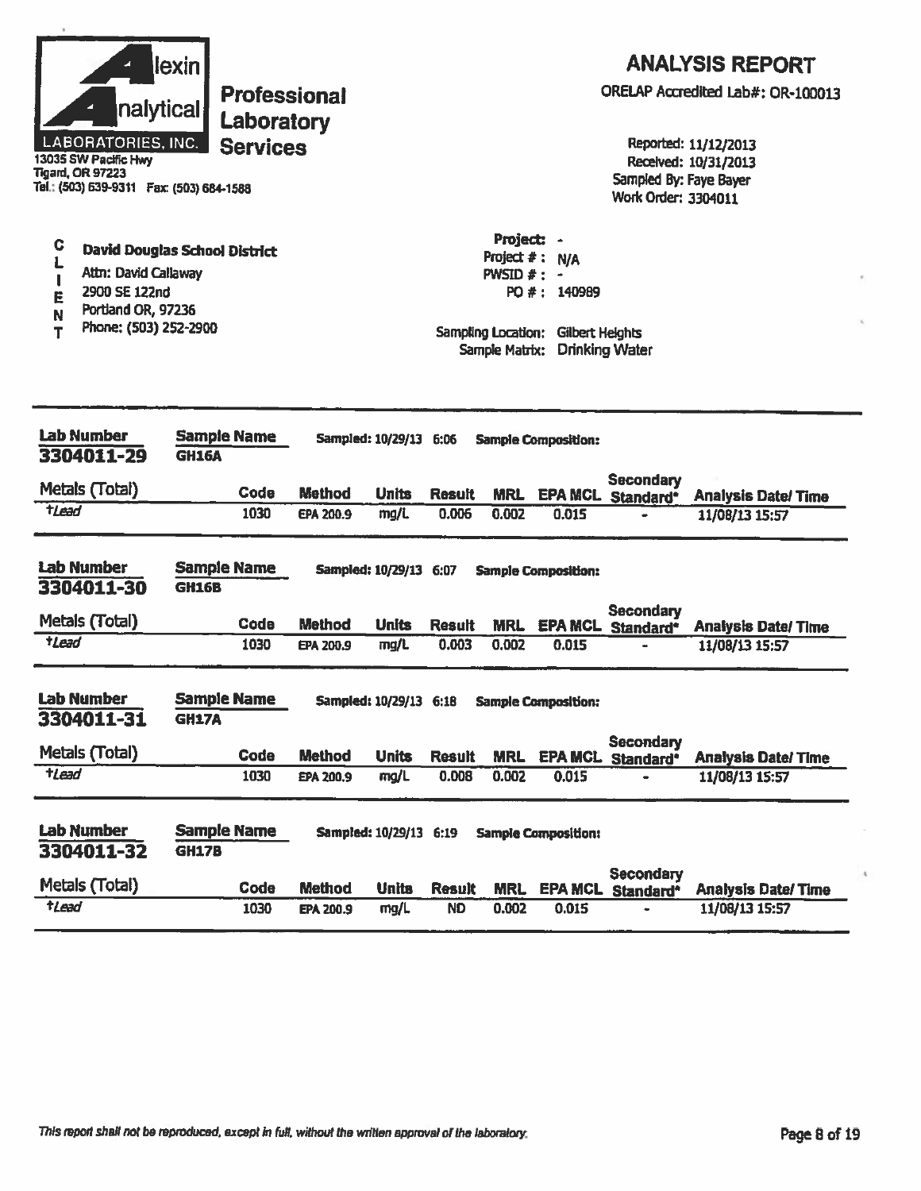**Alexin Analytical Laboratories, Inc.**
13035 SW Pacific Hwy
Tigard, OR 97223
Tel.: (503) 639-9311 Fax: (503) 684-1588

**Professional Laboratory Services**

## ANALYSIS REPORT

ORELAP Accredited Lab#: OR-100013

Reported: 11/12/2013
Received: 10/31/2013
Sampled By: Faye Bayer
Work Order: 3304011

**CLIENT**
David Douglas School District
Attn: David Callaway
2900 SE 122nd
Portland OR, 97236
Phone: (503) 252-2900

Project: -
Project #: N/A
PWSID #: -
PO #: 140989

Sampling Location: Gilbert Heights
Sample Matrix: Drinking Water

---

**Lab Number:** 3304011-29 **Sample Name:** GH16A **Sampled:** 10/29/13 6:06 **Sample Composition:**

| Metals (Total) | Code | Method | Units | Result | MRL | EPA MCL | Secondary Standard* | Analysis Date/ Time |
|---|---|---|---|---|---|---|---|---|
| †Lead | 1030 | EPA 200.9 | mg/L | 0.006 | 0.002 | 0.015 | - | 11/08/13 15:57 |

**Lab Number:** 3304011-30 **Sample Name:** GH16B **Sampled:** 10/29/13 6:07 **Sample Composition:**

| Metals (Total) | Code | Method | Units | Result | MRL | EPA MCL | Secondary Standard* | Analysis Date/ Time |
|---|---|---|---|---|---|---|---|---|
| †Lead | 1030 | EPA 200.9 | mg/L | 0.003 | 0.002 | 0.015 | - | 11/08/13 15:57 |

**Lab Number:** 3304011-31 **Sample Name:** GH17A **Sampled:** 10/29/13 6:18 **Sample Composition:**

| Metals (Total) | Code | Method | Units | Result | MRL | EPA MCL | Secondary Standard* | Analysis Date/ Time |
|---|---|---|---|---|---|---|---|---|
| †Lead | 1030 | EPA 200.9 | mg/L | 0.008 | 0.002 | 0.015 | - | 11/08/13 15:57 |

**Lab Number:** 3304011-32 **Sample Name:** GH17B **Sampled:** 10/29/13 6:19 **Sample Composition:**

| Metals (Total) | Code | Method | Units | Result | MRL | EPA MCL | Secondary Standard* | Analysis Date/ Time |
|---|---|---|---|---|---|---|---|---|
| †Lead | 1030 | EPA 200.9 | mg/L | ND | 0.002 | 0.015 | - | 11/08/13 15:57 |

*This report shall not be reproduced, except in full, without the written approval of the laboratory.*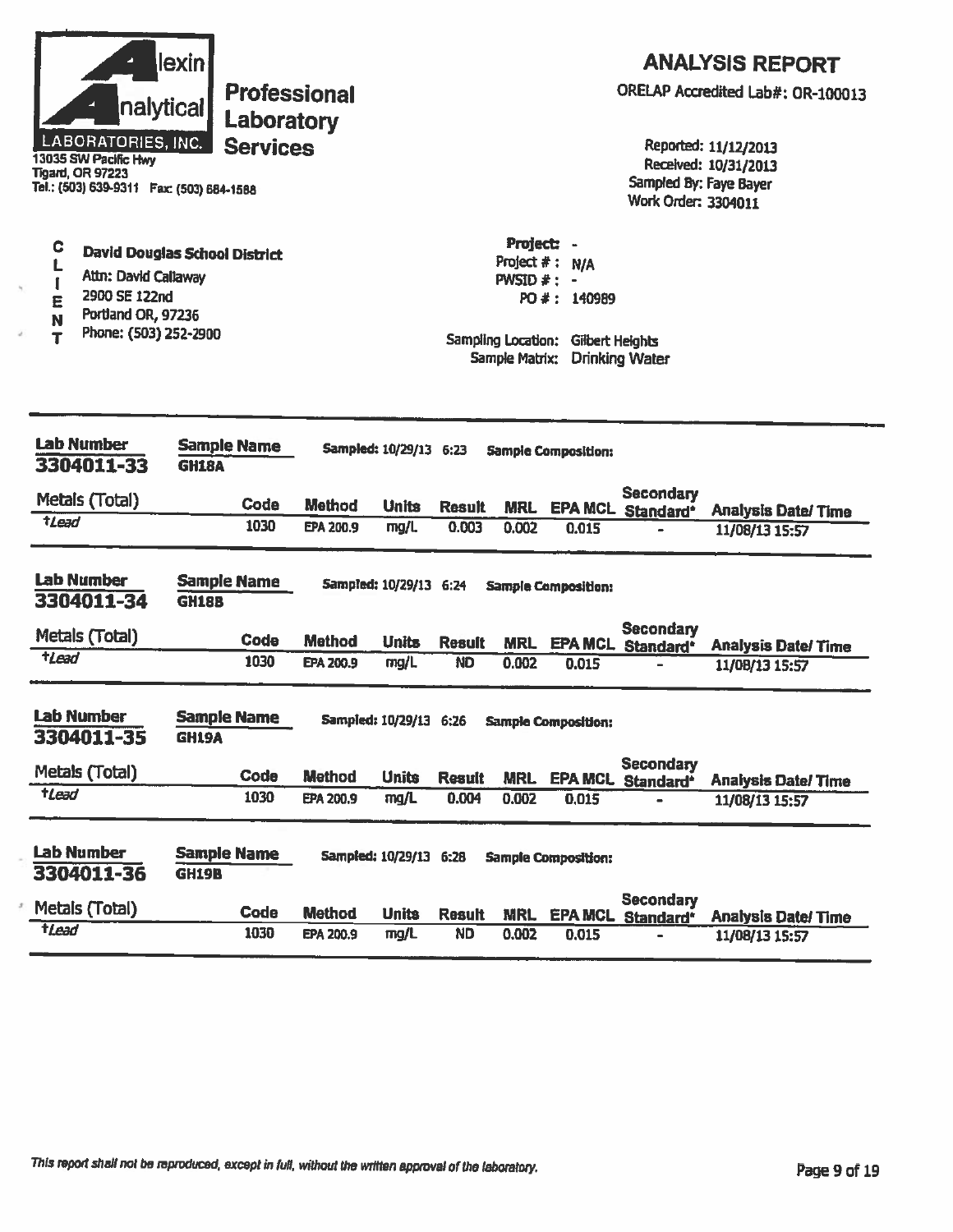# Alexin Analytical Laboratories, Inc.

**Professional Laboratory Services**

13035 SW Pacific Hwy
Tigard, OR 97223
Tel.: (503) 639-9311 Fax: (503) 684-1588

## ANALYSIS REPORT

ORELAP Accredited Lab#: OR-100013

Reported: 11/12/2013
Received: 10/31/2013
Sampled By: Faye Bayer
Work Order: 3304011

**CLIENT**

**David Douglas School District**
Attn: David Callaway
2900 SE 122nd
Portland OR, 97236
Phone: (503) 252-2900

Project: -
Project #: N/A
PWSID #: -
PO #: 140989

Sampling Location: Gilbert Heights
Sample Matrix: Drinking Water

---

**Lab Number:** 3304011-33 **Sample Name:** GH18A **Sampled:** 10/29/13 6:23 **Sample Composition:**

| Metals (Total) | Code | Method | Units | Result | MRL | EPA MCL | Secondary Standard* | Analysis Date/ Time |
|---|---|---|---|---|---|---|---|---|
| †Lead | 1030 | EPA 200.9 | mg/L | 0.003 | 0.002 | 0.015 | - | 11/08/13 15:57 |

**Lab Number:** 3304011-34 **Sample Name:** GH18B **Sampled:** 10/29/13 6:24 **Sample Composition:**

| Metals (Total) | Code | Method | Units | Result | MRL | EPA MCL | Secondary Standard* | Analysis Date/ Time |
|---|---|---|---|---|---|---|---|---|
| †Lead | 1030 | EPA 200.9 | mg/L | ND | 0.002 | 0.015 | - | 11/08/13 15:57 |

**Lab Number:** 3304011-35 **Sample Name:** GH19A **Sampled:** 10/29/13 6:26 **Sample Composition:**

| Metals (Total) | Code | Method | Units | Result | MRL | EPA MCL | Secondary Standard* | Analysis Date/ Time |
|---|---|---|---|---|---|---|---|---|
| †Lead | 1030 | EPA 200.9 | mg/L | 0.004 | 0.002 | 0.015 | - | 11/08/13 15:57 |

**Lab Number:** 3304011-36 **Sample Name:** GH19B **Sampled:** 10/29/13 6:28 **Sample Composition:**

| Metals (Total) | Code | Method | Units | Result | MRL | EPA MCL | Secondary Standard* | Analysis Date/ Time |
|---|---|---|---|---|---|---|---|---|
| †Lead | 1030 | EPA 200.9 | mg/L | ND | 0.002 | 0.015 | - | 11/08/13 15:57 |

*This report shall not be reproduced, except in full, without the written approval of the laboratory.*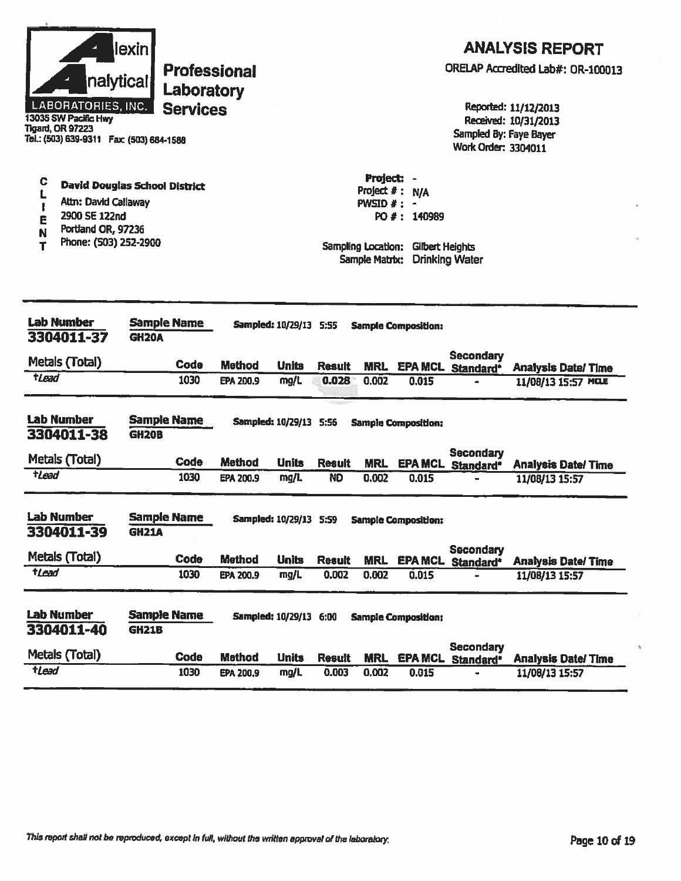**Alexin Analytical Laboratories, Inc.**
**Professional Laboratory Services**
13035 SW Pacific Hwy
Tigard, OR 97223
Tel.: (503) 639-9311 Fax: (503) 684-1588

# ANALYSIS REPORT

ORELAP Accredited Lab#: OR-100013

Reported: 11/12/2013
Received: 10/31/2013
Sampled By: Faye Bayer
Work Order: 3304011

**CLIENT**

**David Douglas School District**
Attn: David Callaway
2900 SE 122nd
Portland OR, 97236
Phone: (503) 252-2900

Project: -
Project # : N/A
PWSID # : -
PO # : 140989

Sampling Location: Gilbert Heights
Sample Matrix: Drinking Water

---

**Lab Number:** 3304011-37 | **Sample Name:** GH20A | **Sampled:** 10/29/13 5:55 | **Sample Composition:**

| Metals (Total) | Code | Method | Units | Result | MRL | EPA MCL | Secondary Standard* | Analysis Date/ Time |
|---|---|---|---|---|---|---|---|---|
| †Lead | 1030 | EPA 200.9 | mg/L | 0.028 | 0.002 | 0.015 | - | 11/08/13 15:57 MCLE |

**Lab Number:** 3304011-38 | **Sample Name:** GH20B | **Sampled:** 10/29/13 5:56 | **Sample Composition:**

| Metals (Total) | Code | Method | Units | Result | MRL | EPA MCL | Secondary Standard* | Analysis Date/ Time |
|---|---|---|---|---|---|---|---|---|
| †Lead | 1030 | EPA 200.9 | mg/L | ND | 0.002 | 0.015 | - | 11/08/13 15:57 |

**Lab Number:** 3304011-39 | **Sample Name:** GH21A | **Sampled:** 10/29/13 5:59 | **Sample Composition:**

| Metals (Total) | Code | Method | Units | Result | MRL | EPA MCL | Secondary Standard* | Analysis Date/ Time |
|---|---|---|---|---|---|---|---|---|
| †Lead | 1030 | EPA 200.9 | mg/L | 0.002 | 0.002 | 0.015 | - | 11/08/13 15:57 |

**Lab Number:** 3304011-40 | **Sample Name:** GH21B | **Sampled:** 10/29/13 6:00 | **Sample Composition:**

| Metals (Total) | Code | Method | Units | Result | MRL | EPA MCL | Secondary Standard* | Analysis Date/ Time |
|---|---|---|---|---|---|---|---|---|
| †Lead | 1030 | EPA 200.9 | mg/L | 0.003 | 0.002 | 0.015 | - | 11/08/13 15:57 |

*This report shall not be reproduced, except in full, without the written approval of the laboratory.*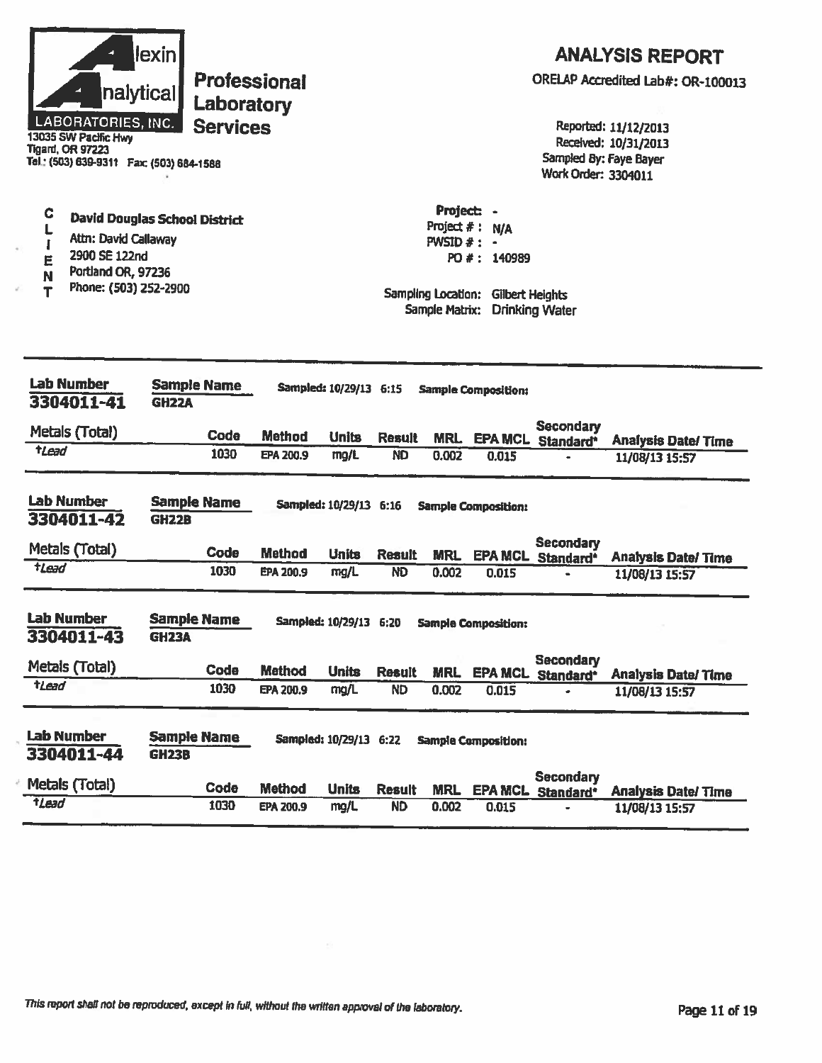**Alexin Analytical Laboratories, Inc.**
13035 SW Pacific Hwy
Tigard, OR 97223
Tel.: (503) 639-9311 Fax: (503) 684-1588

**Professional Laboratory Services**

## ANALYSIS REPORT

ORELAP Accredited Lab#: OR-100013

Reported: 11/12/2013
Received: 10/31/2013
Sampled By: Faye Bayer
Work Order: 3304011

**CLIENT**

**David Douglas School District**
Attn: David Callaway
2900 SE 122nd
Portland OR, 97236
Phone: (503) 252-2900

Project: -
Project #: N/A
PWSID #: -
PO #: 140989

Sampling Location: Gilbert Heights
Sample Matrix: Drinking Water

---

**Lab Number:** 3304011-41 | **Sample Name:** GH22A | **Sampled:** 10/29/13 6:15 | **Sample Composition:**

| Metals (Total) | Code | Method | Units | Result | MRL | EPA MCL | Secondary Standard* | Analysis Date/ Time |
|---|---|---|---|---|---|---|---|---|
| †Lead | 1030 | EPA 200.9 | mg/L | ND | 0.002 | 0.015 | - | 11/08/13 15:57 |

**Lab Number:** 3304011-42 | **Sample Name:** GH22B | **Sampled:** 10/29/13 6:16 | **Sample Composition:**

| Metals (Total) | Code | Method | Units | Result | MRL | EPA MCL | Secondary Standard* | Analysis Date/ Time |
|---|---|---|---|---|---|---|---|---|
| †Lead | 1030 | EPA 200.9 | mg/L | ND | 0.002 | 0.015 | - | 11/08/13 15:57 |

**Lab Number:** 3304011-43 | **Sample Name:** GH23A | **Sampled:** 10/29/13 6:20 | **Sample Composition:**

| Metals (Total) | Code | Method | Units | Result | MRL | EPA MCL | Secondary Standard* | Analysis Date/ Time |
|---|---|---|---|---|---|---|---|---|
| †Lead | 1030 | EPA 200.9 | mg/L | ND | 0.002 | 0.015 | - | 11/08/13 15:57 |

**Lab Number:** 3304011-44 | **Sample Name:** GH23B | **Sampled:** 10/29/13 6:22 | **Sample Composition:**

| Metals (Total) | Code | Method | Units | Result | MRL | EPA MCL | Secondary Standard* | Analysis Date/ Time |
|---|---|---|---|---|---|---|---|---|
| †Lead | 1030 | EPA 200.9 | mg/L | ND | 0.002 | 0.015 | - | 11/08/13 15:57 |

*This report shall not be reproduced, except in full, without the written approval of the laboratory.*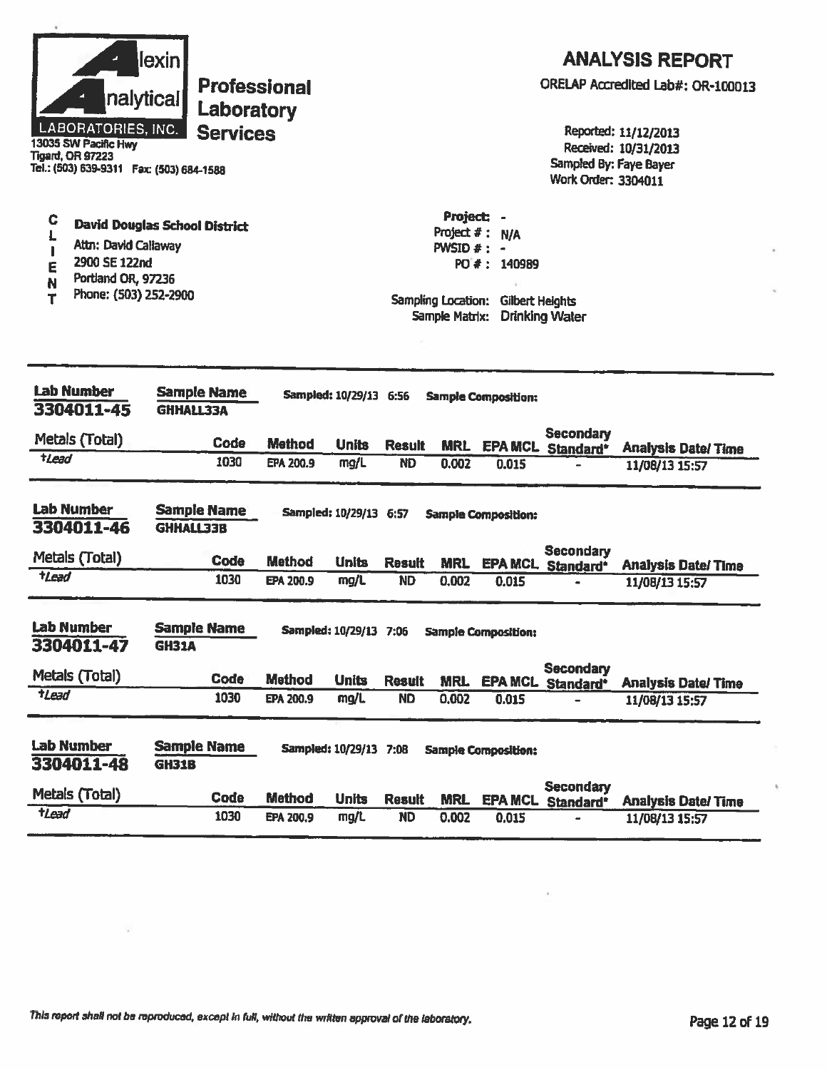**Alexin Analytical Laboratories, Inc.**
**Professional Laboratory Services**
13035 SW Pacific Hwy
Tigard, OR 97223
Tel.: (503) 639-9311 Fax: (503) 684-1588

# ANALYSIS REPORT

ORELAP Accredited Lab#: OR-100013

Reported: 11/12/2013
Received: 10/31/2013
Sampled By: Faye Bayer
Work Order: 3304011

**CLIENT**

**David Douglas School District**
Attn: David Callaway
2900 SE 122nd
Portland OR, 97236
Phone: (503) 252-2900

Project: -
Project #: N/A
PWSID #: -
PO #: 140989

Sampling Location: Gilbert Heights
Sample Matrix: Drinking Water

---

**Lab Number:** 3304011-45 | **Sample Name:** GHHALL33A | **Sampled:** 10/29/13 6:56 | **Sample Composition:**

| Metals (Total) | Code | Method | Units | Result | MRL | EPA MCL | Secondary Standard* | Analysis Date/ Time |
|---|---|---|---|---|---|---|---|---|
| †Lead | 1030 | EPA 200.9 | mg/L | ND | 0.002 | 0.015 | - | 11/08/13 15:57 |

**Lab Number:** 3304011-46 | **Sample Name:** GHHALL33B | **Sampled:** 10/29/13 6:57 | **Sample Composition:**

| Metals (Total) | Code | Method | Units | Result | MRL | EPA MCL | Secondary Standard* | Analysis Date/ Time |
|---|---|---|---|---|---|---|---|---|
| †Lead | 1030 | EPA 200.9 | mg/L | ND | 0.002 | 0.015 | - | 11/08/13 15:57 |

**Lab Number:** 3304011-47 | **Sample Name:** GH31A | **Sampled:** 10/29/13 7:06 | **Sample Composition:**

| Metals (Total) | Code | Method | Units | Result | MRL | EPA MCL | Secondary Standard* | Analysis Date/ Time |
|---|---|---|---|---|---|---|---|---|
| †Lead | 1030 | EPA 200.9 | mg/L | ND | 0.002 | 0.015 | - | 11/08/13 15:57 |

**Lab Number:** 3304011-48 | **Sample Name:** GH31B | **Sampled:** 10/29/13 7:08 | **Sample Composition:**

| Metals (Total) | Code | Method | Units | Result | MRL | EPA MCL | Secondary Standard* | Analysis Date/ Time |
|---|---|---|---|---|---|---|---|---|
| †Lead | 1030 | EPA 200.9 | mg/L | ND | 0.002 | 0.015 | - | 11/08/13 15:57 |

*This report shall not be reproduced, except in full, without the written approval of the laboratory.*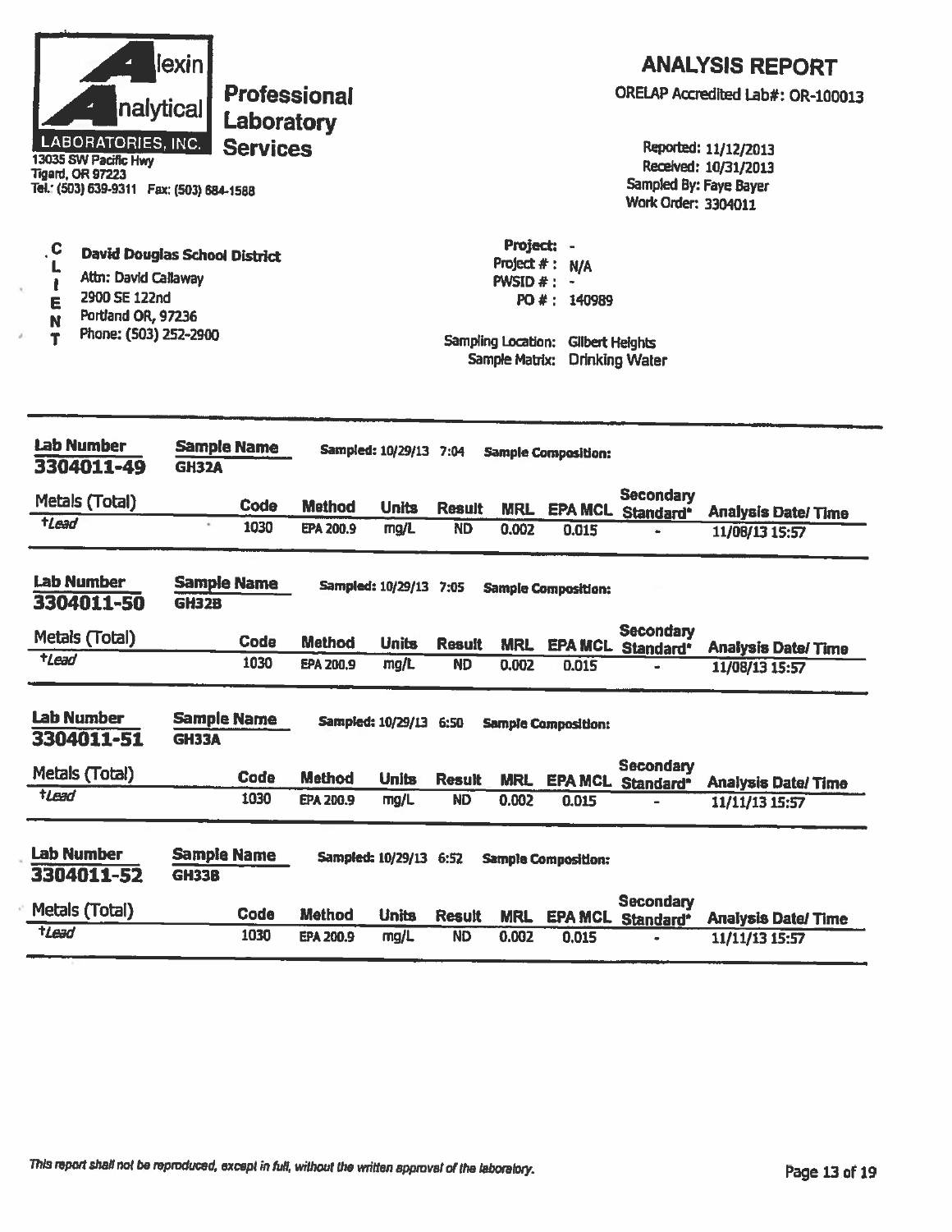**Alexin Analytical Laboratories, Inc.**
**Professional Laboratory Services**

13035 SW Pacific Hwy
Tigard, OR 97223
Tel: (503) 639-9311 Fax: (503) 684-1588

# ANALYSIS REPORT

ORELAP Accredited Lab#: OR-100013

Reported: 11/12/2013
Received: 10/31/2013
Sampled By: Faye Bayer
Work Order: 3304011

**CLIENT**

**David Douglas School District**
Attn: David Callaway
2900 SE 122nd
Portland OR, 97236
Phone: (503) 252-2900

Project: -
Project #: N/A
PWSID #: -
PO #: 140989

Sampling Location: Gilbert Heights
Sample Matrix: Drinking Water

---

**Lab Number:** 3304011-49 **Sample Name:** GH32A **Sampled:** 10/29/13 7:04 **Sample Composition:**

| Metals (Total) | Code | Method | Units | Result | MRL | EPA MCL | Secondary Standard* | Analysis Date/ Time |
|---|---|---|---|---|---|---|---|---|
| †Lead | 1030 | EPA 200.9 | mg/L | ND | 0.002 | 0.015 | - | 11/08/13 15:57 |

**Lab Number:** 3304011-50 **Sample Name:** GH32B **Sampled:** 10/29/13 7:05 **Sample Composition:**

| Metals (Total) | Code | Method | Units | Result | MRL | EPA MCL | Secondary Standard* | Analysis Date/ Time |
|---|---|---|---|---|---|---|---|---|
| †Lead | 1030 | EPA 200.9 | mg/L | ND | 0.002 | 0.015 | - | 11/08/13 15:57 |

**Lab Number:** 3304011-51 **Sample Name:** GH33A **Sampled:** 10/29/13 6:50 **Sample Composition:**

| Metals (Total) | Code | Method | Units | Result | MRL | EPA MCL | Secondary Standard* | Analysis Date/ Time |
|---|---|---|---|---|---|---|---|---|
| †Lead | 1030 | EPA 200.9 | mg/L | ND | 0.002 | 0.015 | - | 11/11/13 15:57 |

**Lab Number:** 3304011-52 **Sample Name:** GH33B **Sampled:** 10/29/13 6:52 **Sample Composition:**

| Metals (Total) | Code | Method | Units | Result | MRL | EPA MCL | Secondary Standard* | Analysis Date/ Time |
|---|---|---|---|---|---|---|---|---|
| †Lead | 1030 | EPA 200.9 | mg/L | ND | 0.002 | 0.015 | - | 11/11/13 15:57 |

*This report shall not be reproduced, except in full, without the written approval of the laboratory.*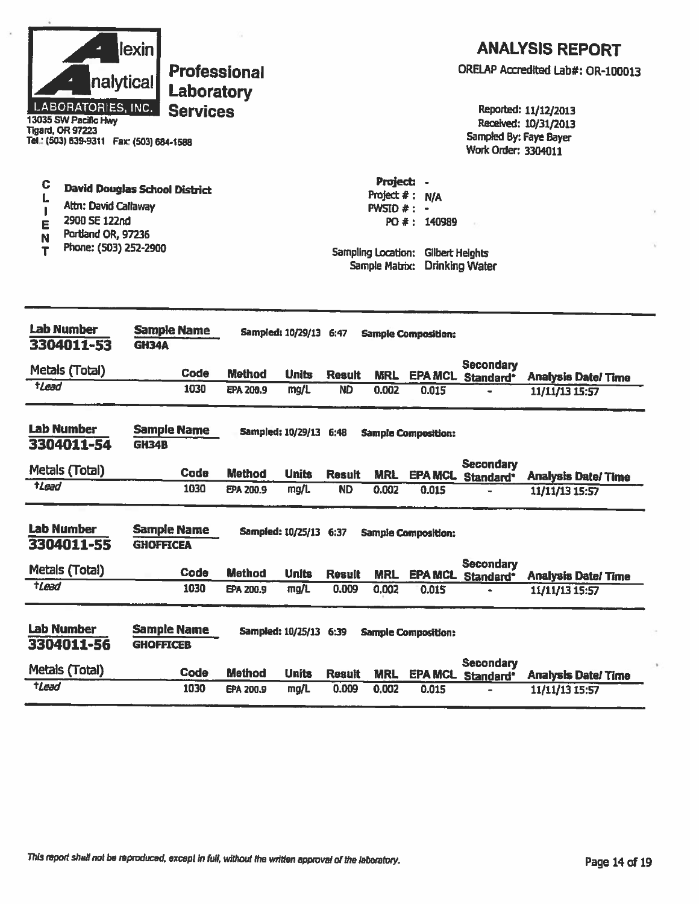**Alexin Analytical Laboratories, Inc.**

**Professional Laboratory Services**

13035 SW Pacific Hwy
Tigard, OR 97223
Tel.: (503) 639-9311 Fax: (503) 684-1588

# ANALYSIS REPORT

ORELAP Accredited Lab#: OR-100013

Reported: 11/12/2013
Received: 10/31/2013
Sampled By: Faye Bayer
Work Order: 3304011

**CLIENT**

**David Douglas School District**
Attn: David Callaway
2900 SE 122nd
Portland OR, 97236
Phone: (503) 252-2900

Project: -
Project #: N/A
PWSID #: -
PO #: 140989

Sampling Location: Gilbert Heights
Sample Matrix: Drinking Water

**Lab Number** 3304011-53 | **Sample Name** GH34A | **Sampled:** 10/29/13 6:47 | **Sample Composition:**

| Metals (Total) | Code | Method | Units | Result | MRL | EPA MCL | Secondary Standard* | Analysis Date/ Time |
|---|---|---|---|---|---|---|---|---|
| †Lead | 1030 | EPA 200.9 | mg/L | ND | 0.002 | 0.015 | - | 11/11/13 15:57 |

**Lab Number** 3304011-54 | **Sample Name** GH34B | **Sampled:** 10/29/13 6:48 | **Sample Composition:**

| Metals (Total) | Code | Method | Units | Result | MRL | EPA MCL | Secondary Standard* | Analysis Date/ Time |
|---|---|---|---|---|---|---|---|---|
| †Lead | 1030 | EPA 200.9 | mg/L | ND | 0.002 | 0.015 | - | 11/11/13 15:57 |

**Lab Number** 3304011-55 | **Sample Name** GHOFFICEA | **Sampled:** 10/25/13 6:37 | **Sample Composition:**

| Metals (Total) | Code | Method | Units | Result | MRL | EPA MCL | Secondary Standard* | Analysis Date/ Time |
|---|---|---|---|---|---|---|---|---|
| †Lead | 1030 | EPA 200.9 | mg/L | 0.009 | 0.002 | 0.015 | - | 11/11/13 15:57 |

**Lab Number** 3304011-56 | **Sample Name** GHOFFICEB | **Sampled:** 10/25/13 6:39 | **Sample Composition:**

| Metals (Total) | Code | Method | Units | Result | MRL | EPA MCL | Secondary Standard* | Analysis Date/ Time |
|---|---|---|---|---|---|---|---|---|
| †Lead | 1030 | EPA 200.9 | mg/L | 0.009 | 0.002 | 0.015 | - | 11/11/13 15:57 |

*This report shall not be reproduced, except in full, without the written approval of the laboratory.*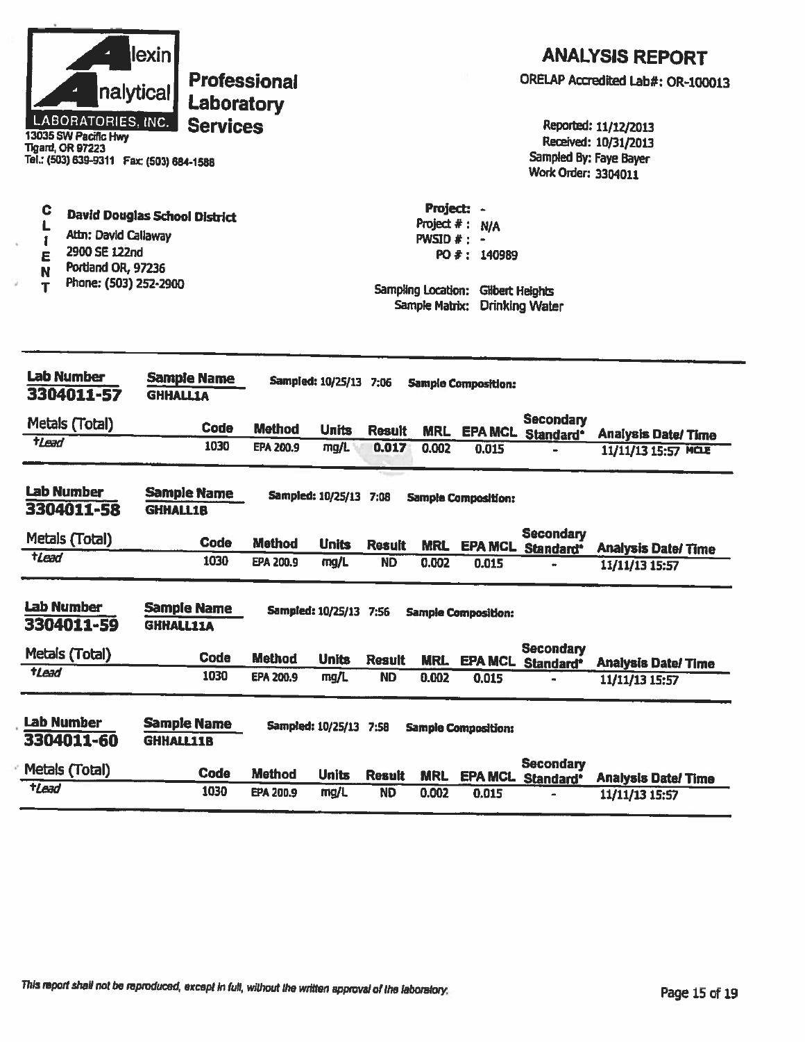**Alexin Analytical Laboratories, Inc.**
13035 SW Pacific Hwy
Tigard, OR 97223
Tel.: (503) 639-9311 Fax: (503) 684-1588

**Professional Laboratory Services**

# ANALYSIS REPORT

ORELAP Accredited Lab#: OR-100013

Reported: 11/12/2013
Received: 10/31/2013
Sampled By: Faye Bayer
Work Order: 3304011

**CLIENT**

**David Douglas School District**
Attn: David Callaway
2900 SE 122nd
Portland OR, 97236
Phone: (503) 252-2900

Project: -
Project # : N/A
PWSID # : -
PO # : 140989

Sampling Location: Gilbert Heights
Sample Matrix: Drinking Water

---

**Lab Number:** 3304011-57 | **Sample Name:** GHHALL1A | **Sampled:** 10/25/13 7:06 | **Sample Composition:**

| Metals (Total) | Code | Method | Units | Result | MRL | EPA MCL | Secondary Standard* | Analysis Date/ Time |
|---|---|---|---|---|---|---|---|---|
| †Lead | 1030 | EPA 200.9 | mg/L | **0.017** | 0.002 | 0.015 | - | 11/11/13 15:57 MCLE |

**Lab Number:** 3304011-58 | **Sample Name:** GHHALL1B | **Sampled:** 10/25/13 7:08 | **Sample Composition:**

| Metals (Total) | Code | Method | Units | Result | MRL | EPA MCL | Secondary Standard* | Analysis Date/ Time |
|---|---|---|---|---|---|---|---|---|
| †Lead | 1030 | EPA 200.9 | mg/L | ND | 0.002 | 0.015 | - | 11/11/13 15:57 |

**Lab Number:** 3304011-59 | **Sample Name:** GHHALL11A | **Sampled:** 10/25/13 7:56 | **Sample Composition:**

| Metals (Total) | Code | Method | Units | Result | MRL | EPA MCL | Secondary Standard* | Analysis Date/ Time |
|---|---|---|---|---|---|---|---|---|
| †Lead | 1030 | EPA 200.9 | mg/L | ND | 0.002 | 0.015 | - | 11/11/13 15:57 |

**Lab Number:** 3304011-60 | **Sample Name:** GHHALL11B | **Sampled:** 10/25/13 7:58 | **Sample Composition:**

| Metals (Total) | Code | Method | Units | Result | MRL | EPA MCL | Secondary Standard* | Analysis Date/ Time |
|---|---|---|---|---|---|---|---|---|
| †Lead | 1030 | EPA 200.9 | mg/L | ND | 0.002 | 0.015 | - | 11/11/13 15:57 |

*This report shall not be reproduced, except in full, without the written approval of the laboratory.*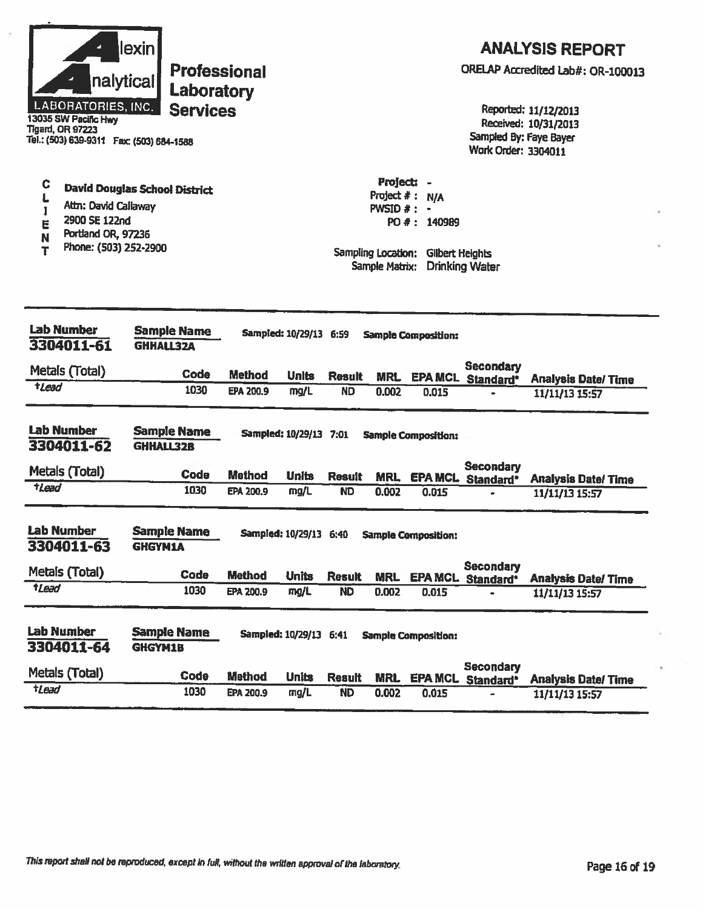**Alexin Analytical Laboratories, Inc.**
**Professional Laboratory Services**

13035 SW Pacific Hwy
Tigard, OR 97223
Tel.: (503) 639-9311 Fax: (503) 684-1588

# ANALYSIS REPORT

ORELAP Accredited Lab#: OR-100013

Reported: 11/12/2013
Received: 10/31/2013
Sampled By: Faye Bayer
Work Order: 3304011

**CLIENT**

David Douglas School District
Attn: David Callaway
2900 SE 122nd
Portland OR, 97236
Phone: (503) 252-2900

Project: -
Project # : N/A
PWSID # : -
PO # : 140989

Sampling Location: Gilbert Heights
Sample Matrix: Drinking Water

---

**Lab Number:** 3304011-61 | **Sample Name:** GHHALL32A | **Sampled:** 10/29/13 6:59 | **Sample Composition:**

| Metals (Total) | Code | Method | Units | Result | MRL | EPA MCL | Secondary Standard* | Analysis Date/ Time |
|---|---|---|---|---|---|---|---|---|
| †Lead | 1030 | EPA 200.9 | mg/L | ND | 0.002 | 0.015 | - | 11/11/13 15:57 |

**Lab Number:** 3304011-62 | **Sample Name:** GHHALL32B | **Sampled:** 10/29/13 7:01 | **Sample Composition:**

| Metals (Total) | Code | Method | Units | Result | MRL | EPA MCL | Secondary Standard* | Analysis Date/ Time |
|---|---|---|---|---|---|---|---|---|
| †Lead | 1030 | EPA 200.9 | mg/L | ND | 0.002 | 0.015 | - | 11/11/13 15:57 |

**Lab Number:** 3304011-63 | **Sample Name:** GHGYM1A | **Sampled:** 10/29/13 6:40 | **Sample Composition:**

| Metals (Total) | Code | Method | Units | Result | MRL | EPA MCL | Secondary Standard* | Analysis Date/ Time |
|---|---|---|---|---|---|---|---|---|
| †Lead | 1030 | EPA 200.9 | mg/L | ND | 0.002 | 0.015 | - | 11/11/13 15:57 |

**Lab Number:** 3304011-64 | **Sample Name:** GHGYM1B | **Sampled:** 10/29/13 6:41 | **Sample Composition:**

| Metals (Total) | Code | Method | Units | Result | MRL | EPA MCL | Secondary Standard* | Analysis Date/ Time |
|---|---|---|---|---|---|---|---|---|
| †Lead | 1030 | EPA 200.9 | mg/L | ND | 0.002 | 0.015 | - | 11/11/13 15:57 |

*This report shall not be reproduced, except in full, without the written approval of the laboratory.*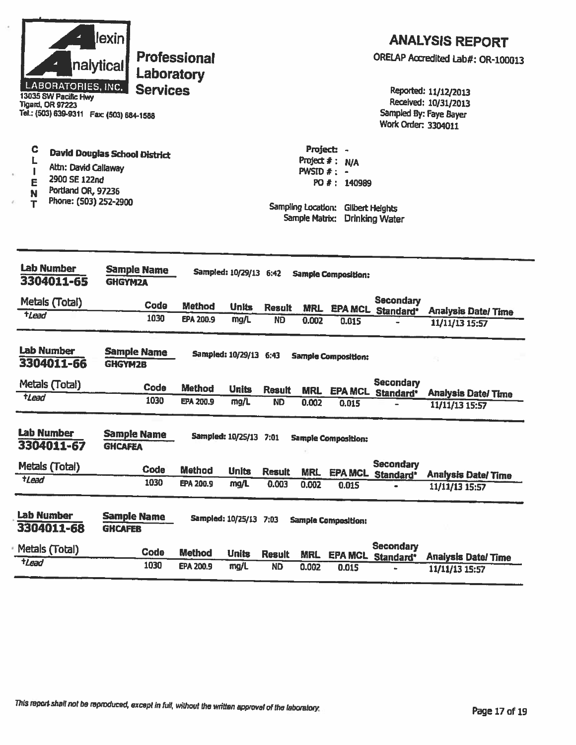**Alexin Analytical Laboratories, Inc.**
13035 SW Pacific Hwy
Tigard, OR 97223
Tel.: (503) 639-9311 Fax: (503) 684-1588

**Professional Laboratory Services**

# ANALYSIS REPORT

ORELAP Accredited Lab#: OR-100013

Reported: 11/12/2013
Received: 10/31/2013
Sampled By: Faye Bayer
Work Order: 3304011

**CLIENT**

**David Douglas School District**
Attn: David Callaway
2900 SE 122nd
Portland OR, 97236
Phone: (503) 252-2900

Project: -
Project #: N/A
PWSID #: -
PO #: 140989

Sampling Location: Gilbert Heights
Sample Matrix: Drinking Water

---

**Lab Number:** 3304011-65 **Sample Name:** GHGYM2A **Sampled:** 10/29/13 6:42 **Sample Composition:**

| Metals (Total) | Code | Method | Units | Result | MRL | EPA MCL | Secondary Standard* | Analysis Date/ Time |
|---|---|---|---|---|---|---|---|---|
| *†Lead* | 1030 | EPA 200.9 | mg/L | ND | 0.002 | 0.015 | - | 11/11/13 15:57 |

**Lab Number:** 3304011-66 **Sample Name:** GHGYM2B **Sampled:** 10/29/13 6:43 **Sample Composition:**

| Metals (Total) | Code | Method | Units | Result | MRL | EPA MCL | Secondary Standard* | Analysis Date/ Time |
|---|---|---|---|---|---|---|---|---|
| *†Lead* | 1030 | EPA 200.9 | mg/L | ND | 0.002 | 0.015 | - | 11/11/13 15:57 |

**Lab Number:** 3304011-67 **Sample Name:** GHCAFEA **Sampled:** 10/25/13 7:01 **Sample Composition:**

| Metals (Total) | Code | Method | Units | Result | MRL | EPA MCL | Secondary Standard* | Analysis Date/ Time |
|---|---|---|---|---|---|---|---|---|
| *†Lead* | 1030 | EPA 200.9 | mg/L | 0.003 | 0.002 | 0.015 | - | 11/11/13 15:57 |

**Lab Number:** 3304011-68 **Sample Name:** GHCAFEB **Sampled:** 10/25/13 7:03 **Sample Composition:**

| Metals (Total) | Code | Method | Units | Result | MRL | EPA MCL | Secondary Standard* | Analysis Date/ Time |
|---|---|---|---|---|---|---|---|---|
| *†Lead* | 1030 | EPA 200.9 | mg/L | ND | 0.002 | 0.015 | - | 11/11/13 15:57 |

*This report shall not be reproduced, except in full, without the written approval of the laboratory.*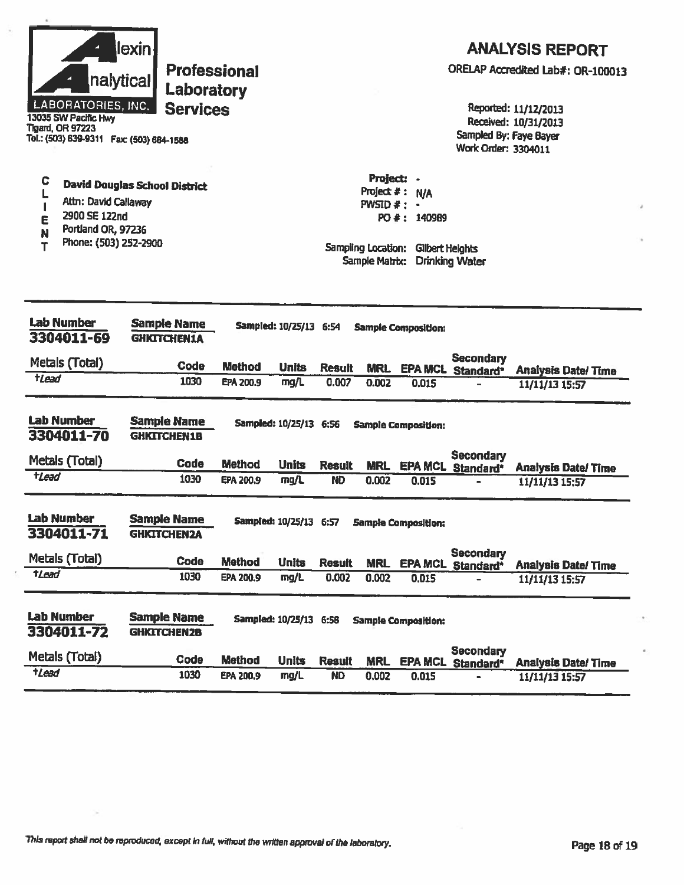**Alexin Analytical Laboratories, Inc.**
13035 SW Pacific Hwy
Tigard, OR 97223
Tel.: (503) 639-9311 Fax: (503) 684-1588

**Professional Laboratory Services**

# ANALYSIS REPORT

ORELAP Accredited Lab#: OR-100013

Reported: 11/12/2013
Received: 10/31/2013
Sampled By: Faye Bayer
Work Order: 3304011

**CLIENT**

**David Douglas School District**
Attn: David Callaway
2900 SE 122nd
Portland OR, 97236
Phone: (503) 252-2900

Project: -
Project # : N/A
PWSID # : -
PO # : 140989

Sampling Location: Gilbert Heights
Sample Matrix: Drinking Water

---

**Lab Number** 3304011-69 **Sample Name** GHKITCHEN1A **Sampled:** 10/25/13 6:54 **Sample Composition:**

| Metals (Total) | Code | Method | Units | Result | MRL | EPA MCL | Secondary Standard* | Analysis Date/ Time |
|---|---|---|---|---|---|---|---|---|
| †Lead | 1030 | EPA 200.9 | mg/L | 0.007 | 0.002 | 0.015 | - | 11/11/13 15:57 |

**Lab Number** 3304011-70 **Sample Name** GHKITCHEN1B **Sampled:** 10/25/13 6:56 **Sample Composition:**

| Metals (Total) | Code | Method | Units | Result | MRL | EPA MCL | Secondary Standard* | Analysis Date/ Time |
|---|---|---|---|---|---|---|---|---|
| †Lead | 1030 | EPA 200.9 | mg/L | ND | 0.002 | 0.015 | - | 11/11/13 15:57 |

**Lab Number** 3304011-71 **Sample Name** GHKITCHEN2A **Sampled:** 10/25/13 6:57 **Sample Composition:**

| Metals (Total) | Code | Method | Units | Result | MRL | EPA MCL | Secondary Standard* | Analysis Date/ Time |
|---|---|---|---|---|---|---|---|---|
| †Lead | 1030 | EPA 200.9 | mg/L | 0.002 | 0.002 | 0.015 | - | 11/11/13 15:57 |

**Lab Number** 3304011-72 **Sample Name** GHKITCHEN2B **Sampled:** 10/25/13 6:58 **Sample Composition:**

| Metals (Total) | Code | Method | Units | Result | MRL | EPA MCL | Secondary Standard* | Analysis Date/ Time |
|---|---|---|---|---|---|---|---|---|
| †Lead | 1030 | EPA 200.9 | mg/L | ND | 0.002 | 0.015 | - | 11/11/13 15:57 |

*This report shall not be reproduced, except in full, without the written approval of the laboratory.*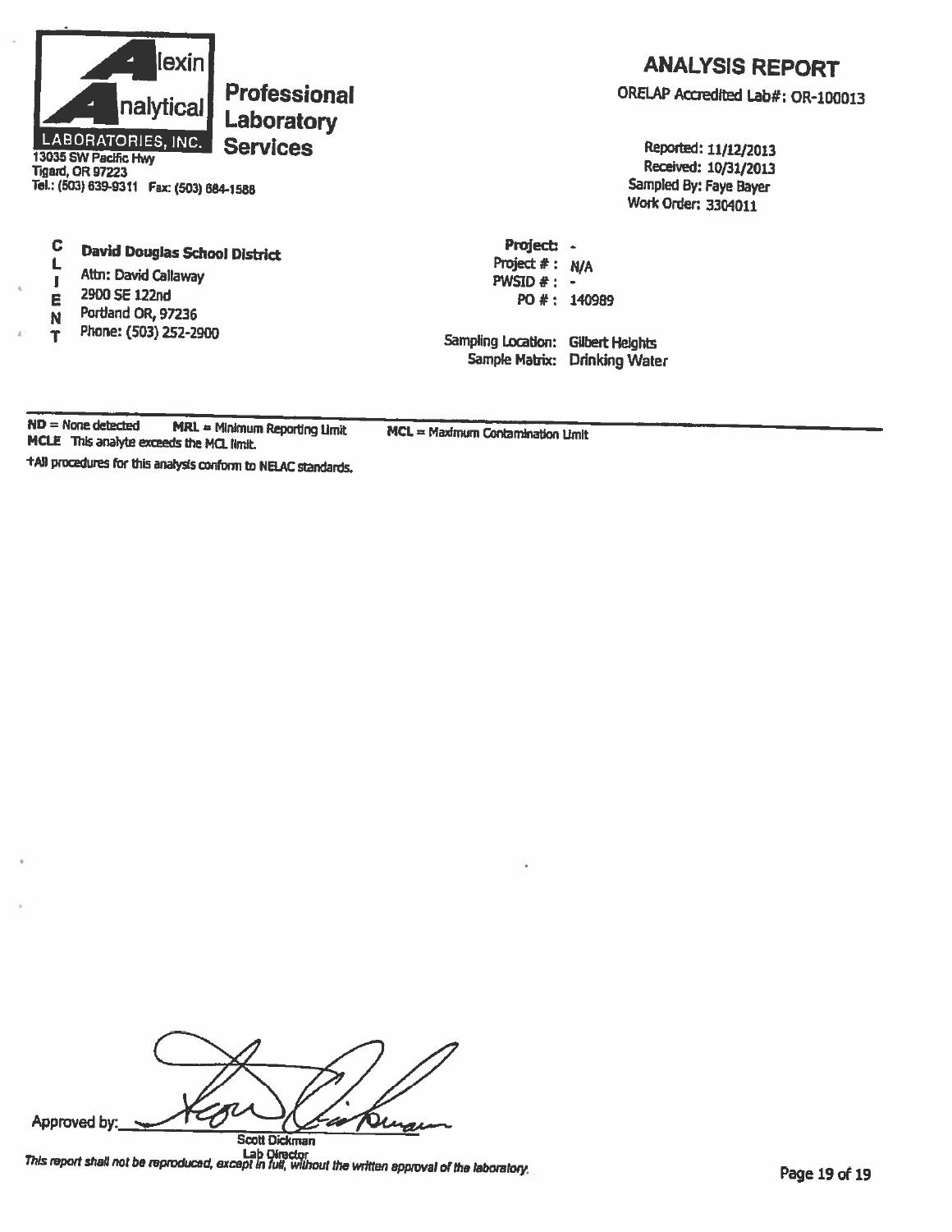**Alexin Analytical Laboratories, Inc.**
13035 SW Pacific Hwy
Tigard, OR 97223
Tel.: (503) 639-9311 Fax: (503) 684-1588

**Professional Laboratory Services**

## ANALYSIS REPORT

ORELAP Accredited Lab#: OR-100013

Reported: 11/12/2013
Received: 10/31/2013
Sampled By: Faye Bayer
Work Order: 3304011

**CLIENT**
**David Douglas School District**
Attn: David Callaway
2900 SE 122nd
Portland OR, 97236
Phone: (503) 252-2900

**Project:** -
Project # : N/A
PWSID # : -
PO # : 140989

Sampling Location: Gilbert Heights
Sample Matrix: Drinking Water

**ND** = None detected **MRL** = Minimum Reporting Limit **MCL** = Maximum Contamination Limit
**MCLE** This analyte exceeds the MCL limit.

+All procedures for this analysis conform to NELAC standards.

Approved by: Scott Dickman
Lab Director

*This report shall not be reproduced, except in full, without the written approval of the laboratory.*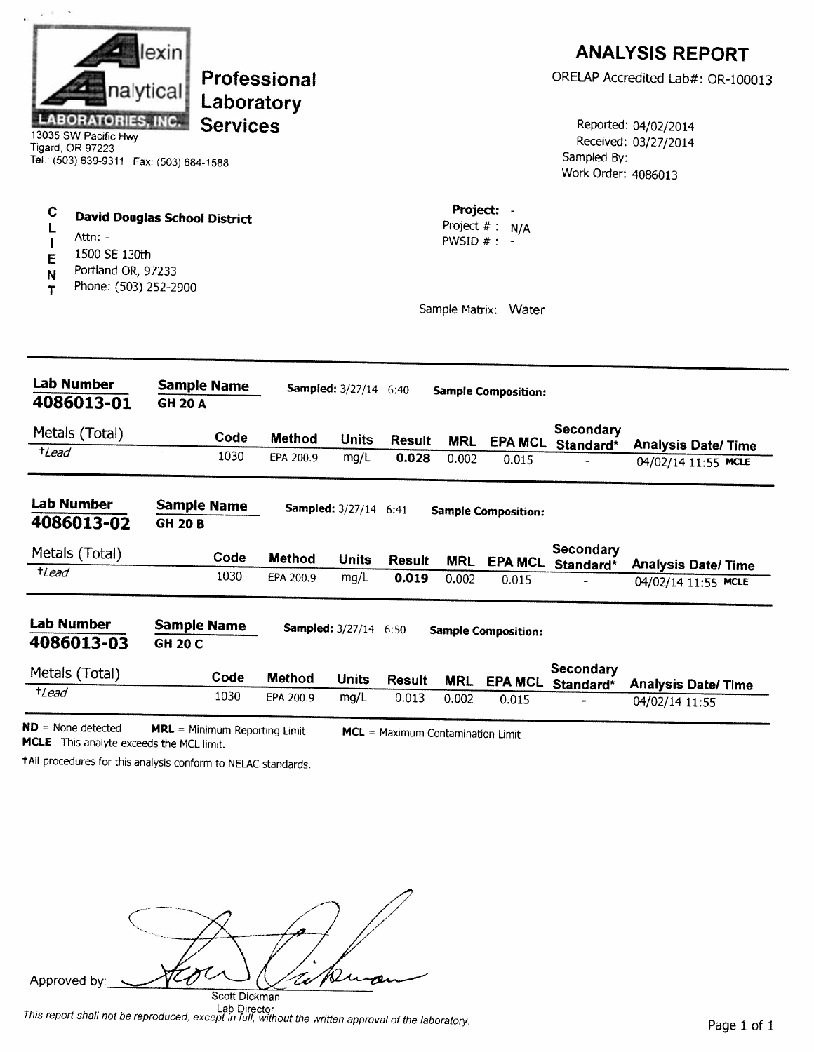Alexin Analytical Laboratories, Inc.

**Professional Laboratory Services**

13035 SW Pacific Hwy
Tigard, OR 97223
Tel.: (503) 639-9311 Fax: (503) 684-1588

# ANALYSIS REPORT

ORELAP Accredited Lab#: OR-100013

Reported: 04/02/2014
Received: 03/27/2014
Sampled By:
Work Order: 4086013

**CLIENT**

**David Douglas School District**
Attn: -
1500 SE 130th
Portland OR, 97233
Phone: (503) 252-2900

**Project:** -
Project # : N/A
PWSID # : -

Sample Matrix: Water

---

**Lab Number** **4086013-01** | **Sample Name** **GH 20 A** | **Sampled:** 3/27/14 6:40 | **Sample Composition:**

| Metals (Total) | Code | Method | Units | Result | MRL | EPA MCL | Secondary Standard* | Analysis Date/ Time |
|---|---|---|---|---|---|---|---|---|
| †*Lead* | 1030 | EPA 200.9 | mg/L | **0.028** | 0.002 | 0.015 | - | 04/02/14 11:55 **MCLE** |

**Lab Number** **4086013-02** | **Sample Name** **GH 20 B** | **Sampled:** 3/27/14 6:41 | **Sample Composition:**

| Metals (Total) | Code | Method | Units | Result | MRL | EPA MCL | Secondary Standard* | Analysis Date/ Time |
|---|---|---|---|---|---|---|---|---|
| †*Lead* | 1030 | EPA 200.9 | mg/L | **0.019** | 0.002 | 0.015 | - | 04/02/14 11:55 **MCLE** |

**Lab Number** **4086013-03** | **Sample Name** **GH 20 C** | **Sampled:** 3/27/14 6:50 | **Sample Composition:**

| Metals (Total) | Code | Method | Units | Result | MRL | EPA MCL | Secondary Standard* | Analysis Date/ Time |
|---|---|---|---|---|---|---|---|---|
| †*Lead* | 1030 | EPA 200.9 | mg/L | 0.013 | 0.002 | 0.015 | - | 04/02/14 11:55 |

**ND** = None detected **MRL** = Minimum Reporting Limit **MCL** = Maximum Contamination Limit
**MCLE** This analyte exceeds the MCL limit.

†All procedures for this analysis conform to NELAC standards.

Approved by:

Scott Dickman
Lab Director

*This report shall not be reproduced, except in full, without the written approval of the laboratory.*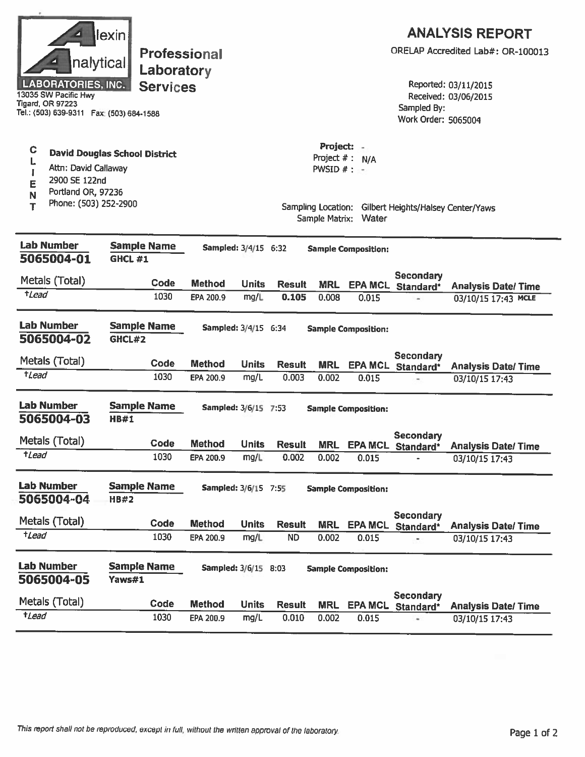**Alexin Analytical Laboratories, Inc.**
13035 SW Pacific Hwy
Tigard, OR 97223
Tel.: (503) 639-9311 Fax: (503) 684-1588

**Professional Laboratory Services**

# ANALYSIS REPORT

ORELAP Accredited Lab#: OR-100013

Reported: 03/11/2015
Received: 03/06/2015
Sampled By:
Work Order: 5065004

**CLIENT**

**David Douglas School District**
Attn: David Callaway
2900 SE 122nd
Portland OR, 97236
Phone: (503) 252-2900

**Project:** -
Project # : N/A
PWSID # : -

Sampling Location: Gilbert Heights/Halsey Center/Yaws
Sample Matrix: Water

---

**Lab Number:** 5065004-01 | **Sample Name:** GHCL #1 | **Sampled:** 3/4/15 6:32 | **Sample Composition:**

| Metals (Total) | Code | Method | Units | Result | MRL | EPA MCL | Secondary Standard* | Analysis Date/ Time |
|---|---|---|---|---|---|---|---|---|
| †*Lead* | 1030 | EPA 200.9 | mg/L | **0.105** | 0.008 | 0.015 | - | 03/10/15 17:43 MCLE |

**Lab Number:** 5065004-02 | **Sample Name:** GHCL#2 | **Sampled:** 3/4/15 6:34 | **Sample Composition:**

| Metals (Total) | Code | Method | Units | Result | MRL | EPA MCL | Secondary Standard* | Analysis Date/ Time |
|---|---|---|---|---|---|---|---|---|
| †*Lead* | 1030 | EPA 200.9 | mg/L | 0.003 | 0.002 | 0.015 | - | 03/10/15 17:43 |

**Lab Number:** 5065004-03 | **Sample Name:** HB#1 | **Sampled:** 3/6/15 7:53 | **Sample Composition:**

| Metals (Total) | Code | Method | Units | Result | MRL | EPA MCL | Secondary Standard* | Analysis Date/ Time |
|---|---|---|---|---|---|---|---|---|
| †*Lead* | 1030 | EPA 200.9 | mg/L | 0.002 | 0.002 | 0.015 | - | 03/10/15 17:43 |

**Lab Number:** 5065004-04 | **Sample Name:** HB#2 | **Sampled:** 3/6/15 7:55 | **Sample Composition:**

| Metals (Total) | Code | Method | Units | Result | MRL | EPA MCL | Secondary Standard* | Analysis Date/ Time |
|---|---|---|---|---|---|---|---|---|
| †*Lead* | 1030 | EPA 200.9 | mg/L | ND | 0.002 | 0.015 | - | 03/10/15 17:43 |

**Lab Number:** 5065004-05 | **Sample Name:** Yaws#1 | **Sampled:** 3/6/15 8:03 | **Sample Composition:**

| Metals (Total) | Code | Method | Units | Result | MRL | EPA MCL | Secondary Standard* | Analysis Date/ Time |
|---|---|---|---|---|---|---|---|---|
| †*Lead* | 1030 | EPA 200.9 | mg/L | 0.010 | 0.002 | 0.015 | - | 03/10/15 17:43 |

*This report shall not be reproduced, except in full, without the written approval of the laboratory.*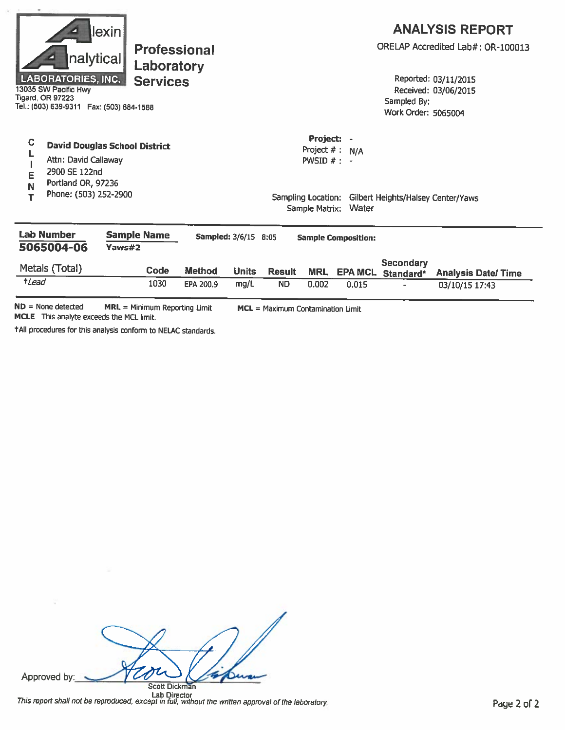**Alexin Analytical Laboratories, Inc.**

**Professional Laboratory Services**

13035 SW Pacific Hwy
Tigard, OR 97223
Tel.: (503) 639-9311 Fax: (503) 684-1588

## ANALYSIS REPORT

ORELAP Accredited Lab#: OR-100013

Reported: 03/11/2015
Received: 03/06/2015
Sampled By:
Work Order: 5065004

**CLIENT**

**David Douglas School District**
Attn: David Callaway
2900 SE 122nd
Portland OR, 97236
Phone: (503) 252-2900

**Project:** -
Project # : N/A
PWSID # : -

Sampling Location: Gilbert Heights/Halsey Center/Yaws
Sample Matrix: Water

| **Lab Number** | **Sample Name** | **Sampled:** 3/6/15 8:05 | **Sample Composition:** |
|---|---|---|---|
| **5065004-06** | **Yaws#2** | | |

| Metals (Total) | Code | Method | Units | Result | MRL | EPA MCL | Secondary Standard* | Analysis Date/ Time |
|---|---|---|---|---|---|---|---|---|
| †*Lead* | 1030 | EPA 200.9 | mg/L | ND | 0.002 | 0.015 | - | 03/10/15 17:43 |

**ND** = None detected **MRL** = Minimum Reporting Limit **MCL** = Maximum Contamination Limit
**MCLE** This analyte exceeds the MCL limit.

†All procedures for this analysis conform to NELAC standards.

Approved by: Scott Dickman
Lab Director

*This report shall not be reproduced, except in full, without the written approval of the laboratory.*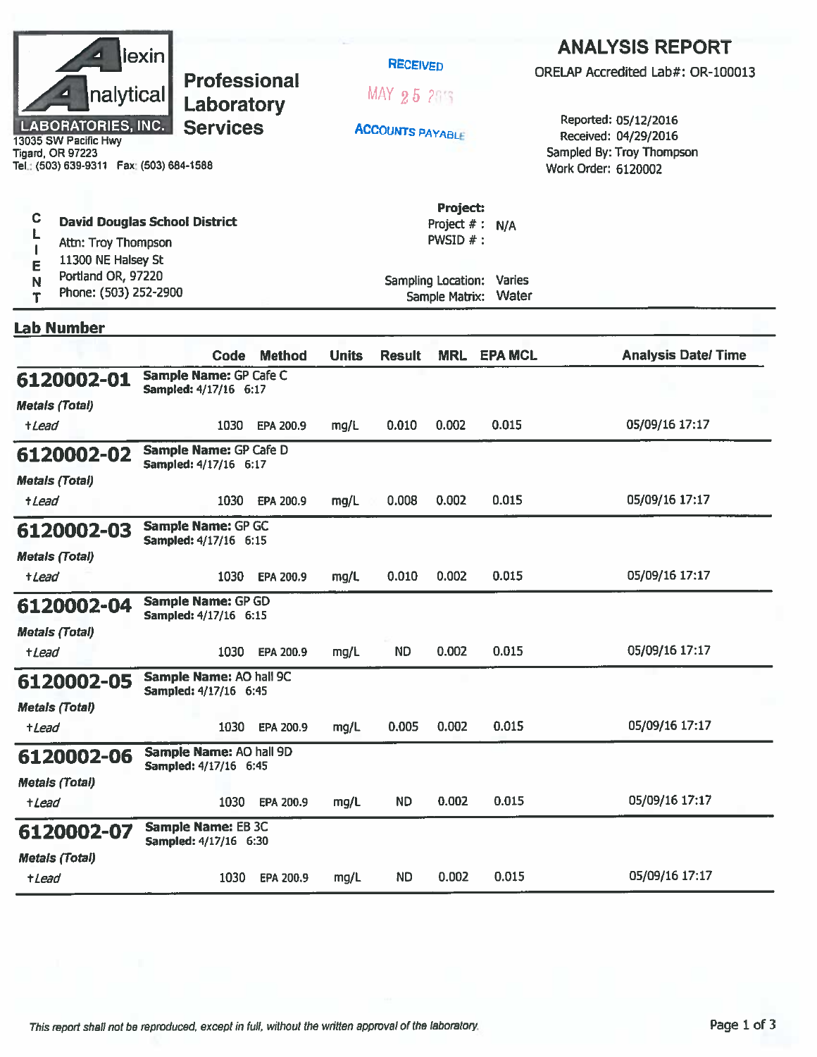**Alexin Analytical Laboratories, Inc.**

**Professional Laboratory Services**

13035 SW Pacific Hwy
Tigard, OR 97223
Tel.: (503) 639-9311 Fax: (503) 684-1588

RECEIVED
MAY 25 2016
ACCOUNTS PAYABLE

# ANALYSIS REPORT

ORELAP Accredited Lab#: OR-100013

Reported: 05/12/2016
Received: 04/29/2016
Sampled By: Troy Thompson
Work Order: 6120002

**CLIENT**

**David Douglas School District**
Attn: Troy Thompson
11300 NE Halsey St
Portland OR, 97220
Phone: (503) 252-2900

**Project:**
Project # : N/A
PWSID # :

Sampling Location: Varies
Sample Matrix: Water

**Lab Number**

| | Code | Method | Units | Result | MRL | EPA MCL | Analysis Date/ Time |
|---|---|---|---|---|---|---|---|
| **6120002-01** **Sample Name:** GP Cafe C **Sampled:** 4/17/16 6:17 | | | | | | | |
| *Metals (Total)* | | | | | | | |
| †*Lead* | 1030 | EPA 200.9 | mg/L | 0.010 | 0.002 | 0.015 | 05/09/16 17:17 |
| **6120002-02** **Sample Name:** GP Cafe D **Sampled:** 4/17/16 6:17 | | | | | | | |
| *Metals (Total)* | | | | | | | |
| †*Lead* | 1030 | EPA 200.9 | mg/L | 0.008 | 0.002 | 0.015 | 05/09/16 17:17 |
| **6120002-03** **Sample Name:** GP GC **Sampled:** 4/17/16 6:15 | | | | | | | |
| *Metals (Total)* | | | | | | | |
| †*Lead* | 1030 | EPA 200.9 | mg/L | 0.010 | 0.002 | 0.015 | 05/09/16 17:17 |
| **6120002-04** **Sample Name:** GP GD **Sampled:** 4/17/16 6:15 | | | | | | | |
| *Metals (Total)* | | | | | | | |
| †*Lead* | 1030 | EPA 200.9 | mg/L | ND | 0.002 | 0.015 | 05/09/16 17:17 |
| **6120002-05** **Sample Name:** AO hall 9C **Sampled:** 4/17/16 6:45 | | | | | | | |
| *Metals (Total)* | | | | | | | |
| †*Lead* | 1030 | EPA 200.9 | mg/L | 0.005 | 0.002 | 0.015 | 05/09/16 17:17 |
| **6120002-06** **Sample Name:** AO hall 9D **Sampled:** 4/17/16 6:45 | | | | | | | |
| *Metals (Total)* | | | | | | | |
| †*Lead* | 1030 | EPA 200.9 | mg/L | ND | 0.002 | 0.015 | 05/09/16 17:17 |
| **6120002-07** **Sample Name:** EB 3C **Sampled:** 4/17/16 6:30 | | | | | | | |
| *Metals (Total)* | | | | | | | |
| †*Lead* | 1030 | EPA 200.9 | mg/L | ND | 0.002 | 0.015 | 05/09/16 17:17 |

*This report shall not be reproduced, except in full, without the written approval of the laboratory.*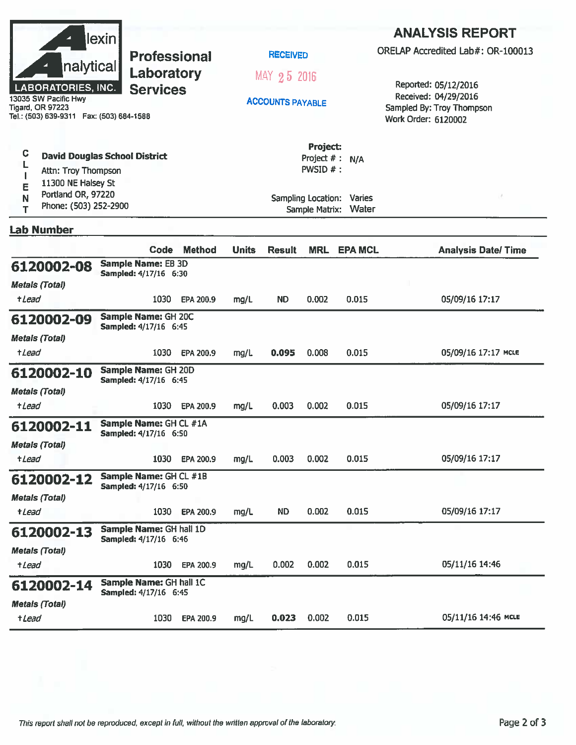**Alexin Analytical Laboratories, Inc.**

# Professional Laboratory Services

13035 SW Pacific Hwy
Tigard, OR 97223
Tel.: (503) 639-9311 Fax: (503) 684-1588

RECEIVED
MAY 25 2016
ACCOUNTS PAYABLE

## ANALYSIS REPORT

ORELAP Accredited Lab#: OR-100013

Reported: 05/12/2016
Received: 04/29/2016
Sampled By: Troy Thompson
Work Order: 6120002

**CLIENT**

**David Douglas School District**
Attn: Troy Thompson
11300 NE Halsey St
Portland OR, 97220
Phone: (503) 252-2900

**Project:**
Project # : N/A
PWSID # :

Sampling Location: Varies
Sample Matrix: Water

**Lab Number**

| | Code | Method | Units | Result | MRL | EPA MCL | Analysis Date/ Time |
|---|---|---|---|---|---|---|---|
| **6120002-08** **Sample Name:** EB 3D **Sampled:** 4/17/16 6:30 | | | | | | | |
| *Metals (Total)* | | | | | | | |
| †*Lead* | 1030 | EPA 200.9 | mg/L | ND | 0.002 | 0.015 | 05/09/16 17:17 |
| **6120002-09** **Sample Name:** GH 20C **Sampled:** 4/17/16 6:45 | | | | | | | |
| *Metals (Total)* | | | | | | | |
| †*Lead* | 1030 | EPA 200.9 | mg/L | **0.095** | 0.008 | 0.015 | 05/09/16 17:17 MCLE |
| **6120002-10** **Sample Name:** GH 20D **Sampled:** 4/17/16 6:45 | | | | | | | |
| *Metals (Total)* | | | | | | | |
| †*Lead* | 1030 | EPA 200.9 | mg/L | 0.003 | 0.002 | 0.015 | 05/09/16 17:17 |
| **6120002-11** **Sample Name:** GH CL #1A **Sampled:** 4/17/16 6:50 | | | | | | | |
| *Metals (Total)* | | | | | | | |
| †*Lead* | 1030 | EPA 200.9 | mg/L | 0.003 | 0.002 | 0.015 | 05/09/16 17:17 |
| **6120002-12** **Sample Name:** GH CL #1B **Sampled:** 4/17/16 6:50 | | | | | | | |
| *Metals (Total)* | | | | | | | |
| †*Lead* | 1030 | EPA 200.9 | mg/L | ND | 0.002 | 0.015 | 05/09/16 17:17 |
| **6120002-13** **Sample Name:** GH hall 1D **Sampled:** 4/17/16 6:46 | | | | | | | |
| *Metals (Total)* | | | | | | | |
| †*Lead* | 1030 | EPA 200.9 | mg/L | 0.002 | 0.002 | 0.015 | 05/11/16 14:46 |
| **6120002-14** **Sample Name:** GH hall 1C **Sampled:** 4/17/16 6:45 | | | | | | | |
| *Metals (Total)* | | | | | | | |
| †*Lead* | 1030 | EPA 200.9 | mg/L | **0.023** | 0.002 | 0.015 | 05/11/16 14:46 MCLE |

*This report shall not be reproduced, except in full, without the written approval of the laboratory.*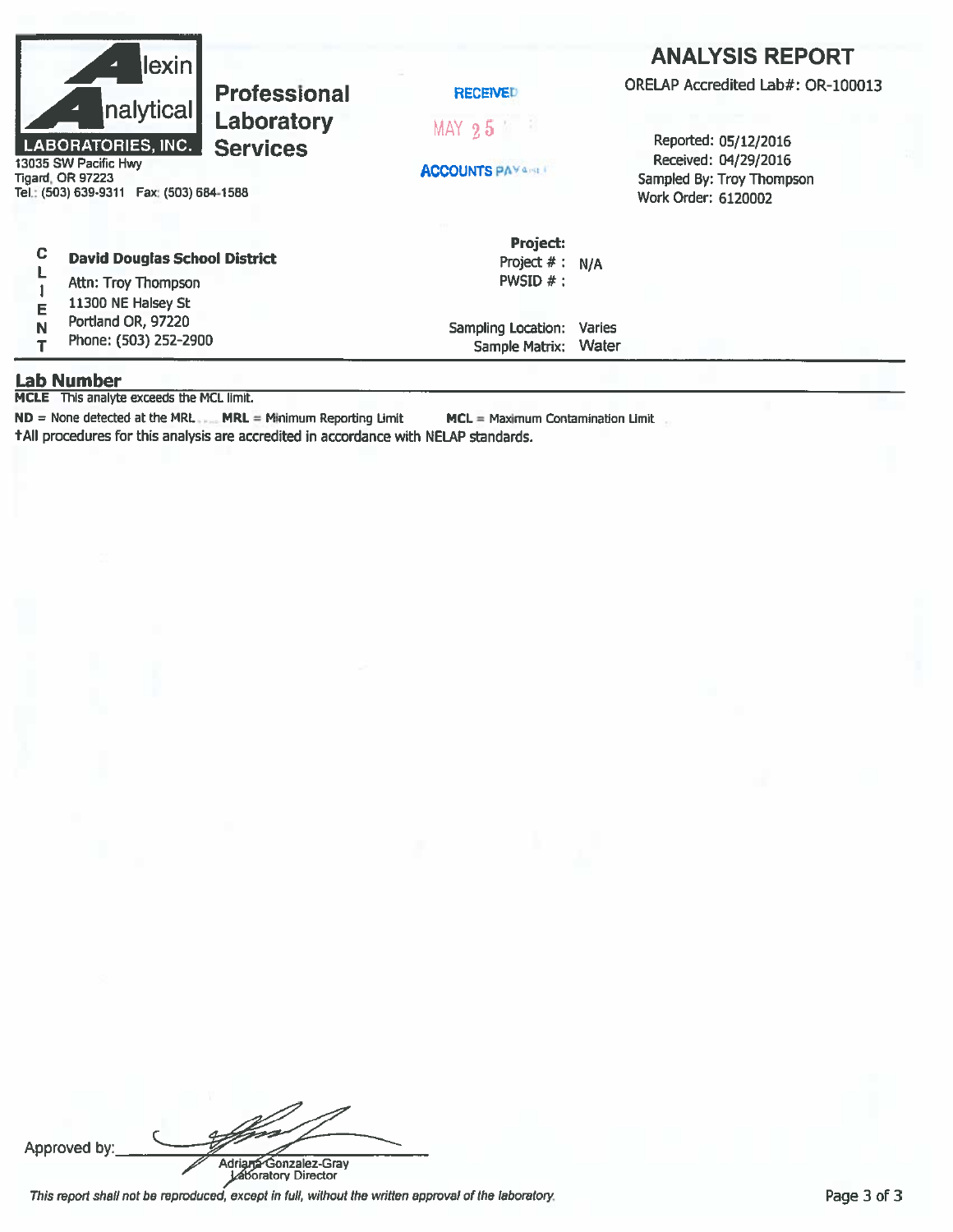Alexin Analytical Laboratories, Inc.

**Professional Laboratory Services**

13035 SW Pacific Hwy
Tigard, OR 97223
Tel.: (503) 639-9311 Fax: (503) 684-1588

RECEIVED
MAY 25
ACCOUNTS PAYABLE

# ANALYSIS REPORT

ORELAP Accredited Lab#: OR-100013

Reported: 05/12/2016
Received: 04/29/2016
Sampled By: Troy Thompson
Work Order: 6120002

**CLIENT**

**David Douglas School District**
Attn: Troy Thompson
11300 NE Halsey St
Portland OR, 97220
Phone: (503) 252-2900

**Project:**
Project # : N/A
PWSID # :

Sampling Location: Varies
Sample Matrix: Water

## Lab Number

**MCLE** This analyte exceeds the MCL limit.

**ND** = None detected at the MRL  **MRL** = Minimum Reporting Limit  **MCL** = Maximum Contamination Limit

†All procedures for this analysis are accredited in accordance with NELAP standards.

Approved by: Adriana Gonzalez-Gray
Laboratory Director

*This report shall not be reproduced, except in full, without the written approval of the laboratory.*